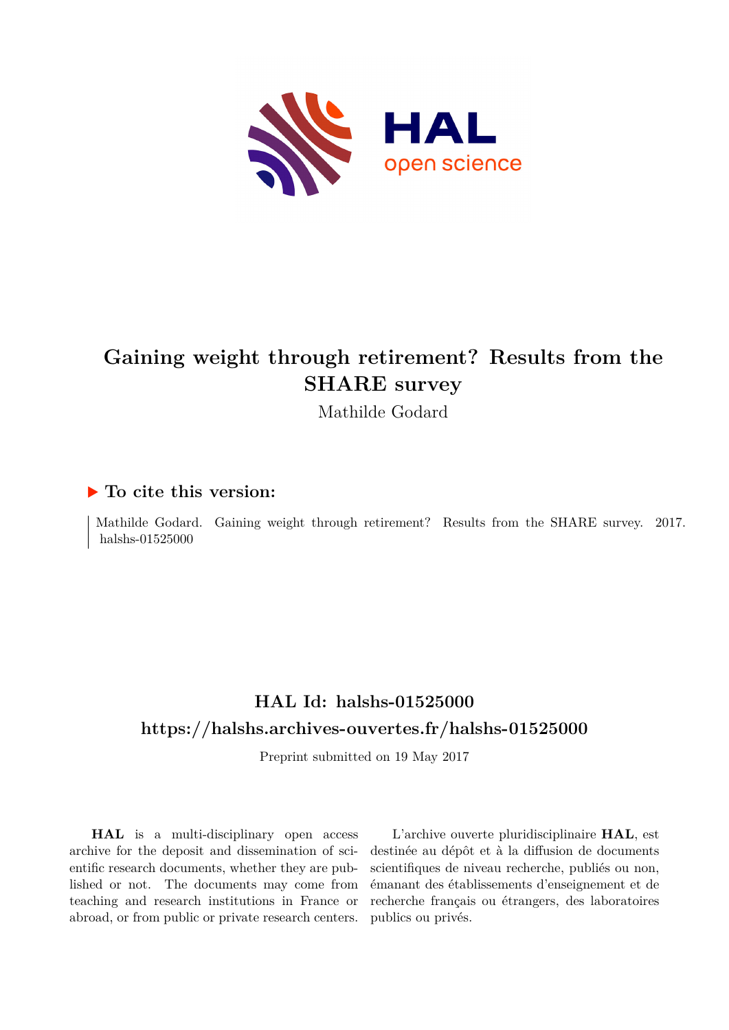# Gaining weight through retirement? Results from the SHARE survey

Mathilde Godard

## ▶ To cite this version:

Mathilde Godard. Gaining weight through retirement? Results from the SHARE survey. 2017. halshs-01525000

## HAL Id: halshs-01525000

## https://halshs.archives-ouvertes.fr/halshs-01525000

Preprint submitted on 19 May 2017

**HAL** is a multi-disciplinary open access archive for the deposit and dissemination of scientific research documents, whether they are published or not. The documents may come from teaching and research institutions in France or abroad, or from public or private research centers.

L'archive ouverte pluridisciplinaire **HAL**, est destinée au dépôt et à la diffusion de documents scientifiques de niveau recherche, publiés ou non, émanant des établissements d'enseignement et de recherche français ou étrangers, des laboratoires publics ou privés.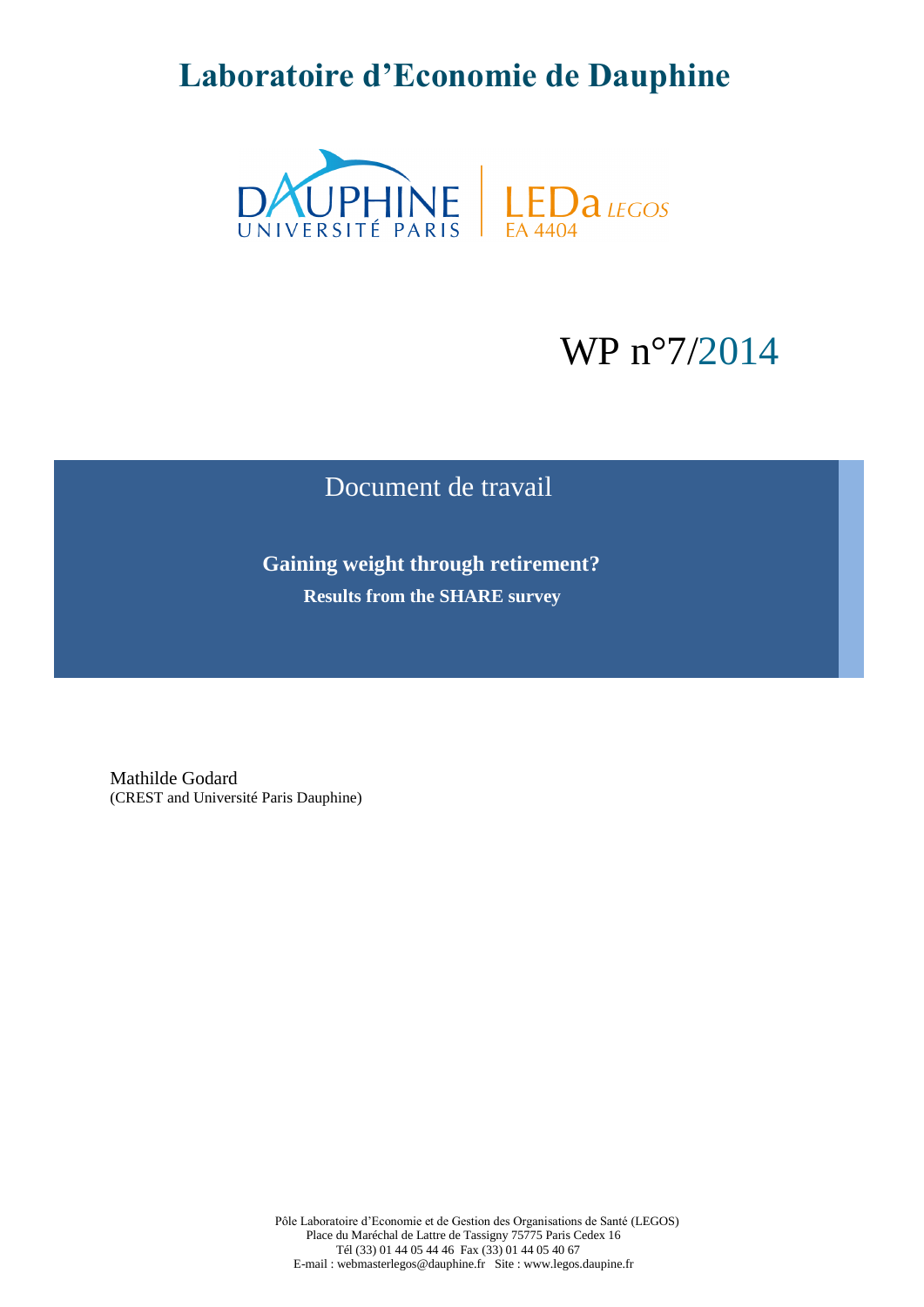# Laboratoire d'Economie de Dauphine

DAUPHINE UNIVERSITÉ PARIS | LEDa LEGOS EA 4404

WP n°7/2014

Document de travail

**Gaining weight through retirement?**

**Results from the SHARE survey**

Mathilde Godard
(CREST and Université Paris Dauphine)

Pôle Laboratoire d'Economie et de Gestion des Organisations de Santé (LEGOS)
Place du Maréchal de Lattre de Tassigny 75775 Paris Cedex 16
Tél (33) 01 44 05 44 46 Fax (33) 01 44 05 40 67
E-mail : webmasterlegos@dauphine.fr Site : www.legos.daupine.fr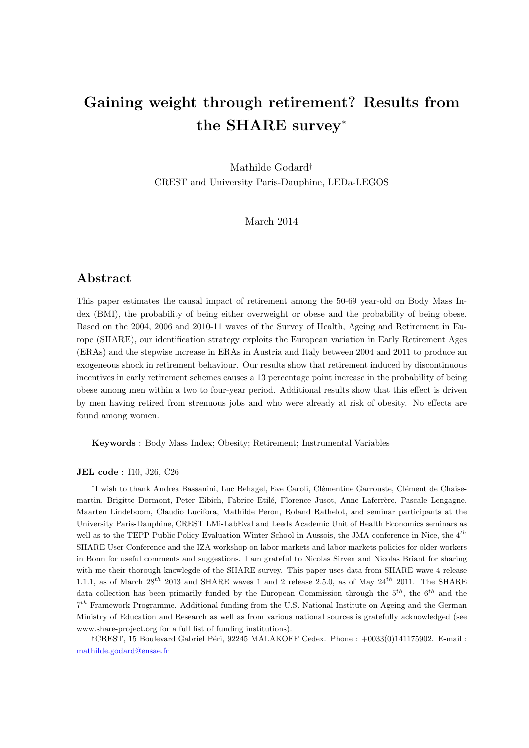# Gaining weight through retirement? Results from the SHARE survey*

Mathilde Godard†
CREST and University Paris-Dauphine, LEDa-LEGOS

March 2014

## Abstract

This paper estimates the causal impact of retirement among the 50-69 year-old on Body Mass Index (BMI), the probability of being either overweight or obese and the probability of being obese. Based on the 2004, 2006 and 2010-11 waves of the Survey of Health, Ageing and Retirement in Europe (SHARE), our identification strategy exploits the European variation in Early Retirement Ages (ERAs) and the stepwise increase in ERAs in Austria and Italy between 2004 and 2011 to produce an exogeneous shock in retirement behaviour. Our results show that retirement induced by discontinuous incentives in early retirement schemes causes a 13 percentage point increase in the probability of being obese among men within a two to four-year period. Additional results show that this effect is driven by men having retired from strenuous jobs and who were already at risk of obesity. No effects are found among women.

**Keywords** : Body Mass Index; Obesity; Retirement; Instrumental Variables

**JEL code** : I10, J26, C26

*I wish to thank Andrea Bassanini, Luc Behagel, Eve Caroli, Clémentine Garrouste, Clément de Chaisemartin, Brigitte Dormont, Peter Eibich, Fabrice Etilé, Florence Jusot, Anne Laferrère, Pascale Lengagne, Maarten Lindeboom, Claudio Lucifora, Mathilde Peron, Roland Rathelot, and seminar participants at the University Paris-Dauphine, CREST LMi-LabEval and Leeds Academic Unit of Health Economics seminars as well as to the TEPP Public Policy Evaluation Winter School in Aussois, the JMA conference in Nice, the $4^{th}$ SHARE User Conference and the IZA workshop on labor markets and labor markets policies for older workers in Bonn for useful comments and suggestions. I am grateful to Nicolas Sirven and Nicolas Briant for sharing with me their thorough knowlegde of the SHARE survey. This paper uses data from SHARE wave 4 release 1.1.1, as of March $28^{th}$ 2013 and SHARE waves 1 and 2 release 2.5.0, as of May $24^{th}$ 2011. The SHARE data collection has been primarily funded by the European Commission through the $5^{th}$, the $6^{th}$ and the $7^{th}$ Framework Programme. Additional funding from the U.S. National Institute on Ageing and the German Ministry of Education and Research as well as from various national sources is gratefully acknowledged (see www.share-project.org for a full list of funding institutions).

†CREST, 15 Boulevard Gabriel Péri, 92245 MALAKOFF Cedex. Phone : +0033(0)141175902. E-mail : mathilde.godard@ensae.fr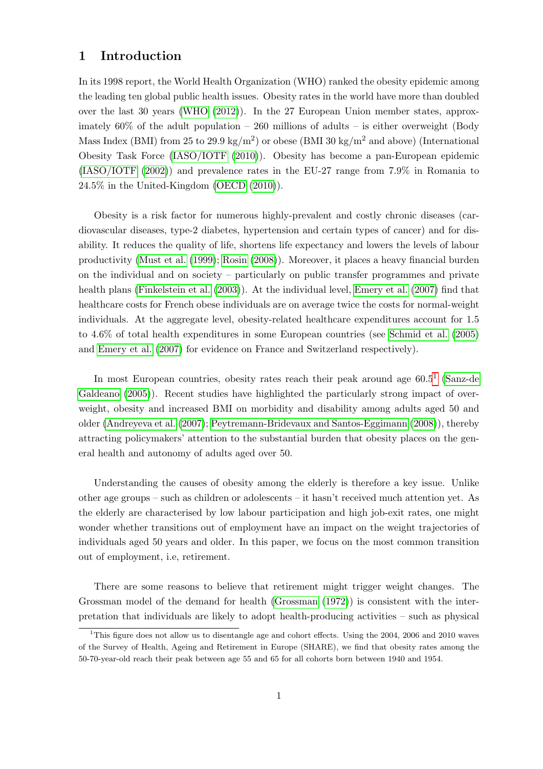# 1 Introduction

In its 1998 report, the World Health Organization (WHO) ranked the obesity epidemic among the leading ten global public health issues. Obesity rates in the world have more than doubled over the last 30 years (WHO (2012)). In the 27 European Union member states, approximately 60% of the adult population – 260 millions of adults – is either overweight (Body Mass Index (BMI) from 25 to 29.9 kg/m$^2$) or obese (BMI 30 kg/m$^2$ and above) (International Obesity Task Force (IASO/IOTF (2010)). Obesity has become a pan-European epidemic (IASO/IOTF (2002)) and prevalence rates in the EU-27 range from 7.9% in Romania to 24.5% in the United-Kingdom (OECD (2010)).

Obesity is a risk factor for numerous highly-prevalent and costly chronic diseases (cardiovascular diseases, type-2 diabetes, hypertension and certain types of cancer) and for disability. It reduces the quality of life, shortens life expectancy and lowers the levels of labour productivity (Must et al. (1999); Rosin (2008)). Moreover, it places a heavy financial burden on the individual and on society – particularly on public transfer programmes and private health plans (Finkelstein et al. (2003)). At the individual level, Emery et al. (2007) find that healthcare costs for French obese individuals are on average twice the costs for normal-weight individuals. At the aggregate level, obesity-related healthcare expenditures account for 1.5 to 4.6% of total health expenditures in some European countries (see Schmid et al. (2005) and Emery et al. (2007) for evidence on France and Switzerland respectively).

In most European countries, obesity rates reach their peak around age 60.5[1] (Sanz-de Galdeano (2005)). Recent studies have highlighted the particularly strong impact of overweight, obesity and increased BMI on morbidity and disability among adults aged 50 and older (Andreyeva et al. (2007); Peytremann-Bridevaux and Santos-Eggimann (2008)), thereby attracting policymakers' attention to the substantial burden that obesity places on the general health and autonomy of adults aged over 50.

Understanding the causes of obesity among the elderly is therefore a key issue. Unlike other age groups – such as children or adolescents – it hasn't received much attention yet. As the elderly are characterised by low labour participation and high job-exit rates, one might wonder whether transitions out of employment have an impact on the weight trajectories of individuals aged 50 years and older. In this paper, we focus on the most common transition out of employment, i.e, retirement.

There are some reasons to believe that retirement might trigger weight changes. The Grossman model of the demand for health (Grossman (1972)) is consistent with the interpretation that individuals are likely to adopt health-producing activities – such as physical

[1] This figure does not allow us to disentangle age and cohort effects. Using the 2004, 2006 and 2010 waves of the Survey of Health, Ageing and Retirement in Europe (SHARE), we find that obesity rates among the 50-70-year-old reach their peak between age 55 and 65 for all cohorts born between 1940 and 1954.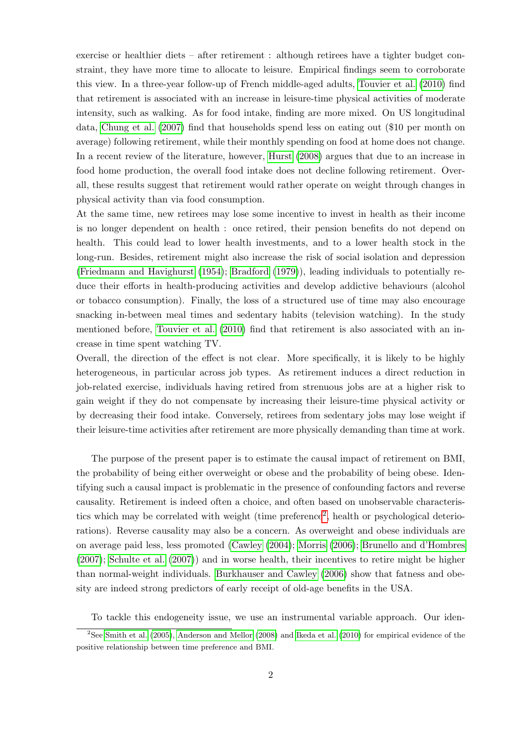exercise or healthier diets – after retirement : although retirees have a tighter budget constraint, they have more time to allocate to leisure. Empirical findings seem to corroborate this view. In a three-year follow-up of French middle-aged adults, Touvier et al. (2010) find that retirement is associated with an increase in leisure-time physical activities of moderate intensity, such as walking. As for food intake, finding are more mixed. On US longitudinal data, Chung et al. (2007) find that households spend less on eating out ($10 per month on average) following retirement, while their monthly spending on food at home does not change. In a recent review of the literature, however, Hurst (2008) argues that due to an increase in food home production, the overall food intake does not decline following retirement. Overall, these results suggest that retirement would rather operate on weight through changes in physical activity than via food consumption.

At the same time, new retirees may lose some incentive to invest in health as their income is no longer dependent on health : once retired, their pension benefits do not depend on health. This could lead to lower health investments, and to a lower health stock in the long-run. Besides, retirement might also increase the risk of social isolation and depression (Friedmann and Havighurst (1954); Bradford (1979)), leading individuals to potentially reduce their efforts in health-producing activities and develop addictive behaviours (alcohol or tobacco consumption). Finally, the loss of a structured use of time may also encourage snacking in-between meal times and sedentary habits (television watching). In the study mentioned before, Touvier et al. (2010) find that retirement is also associated with an increase in time spent watching TV.

Overall, the direction of the effect is not clear. More specifically, it is likely to be highly heterogeneous, in particular across job types. As retirement induces a direct reduction in job-related exercise, individuals having retired from strenuous jobs are at a higher risk to gain weight if they do not compensate by increasing their leisure-time physical activity or by decreasing their food intake. Conversely, retirees from sedentary jobs may lose weight if their leisure-time activities after retirement are more physically demanding than time at work.

The purpose of the present paper is to estimate the causal impact of retirement on BMI, the probability of being either overweight or obese and the probability of being obese. Identifying such a causal impact is problematic in the presence of confounding factors and reverse causality. Retirement is indeed often a choice, and often based on unobservable characteristics which may be correlated with weight (time preference[2], health or psychological deteriorations). Reverse causality may also be a concern. As overweight and obese individuals are on average paid less, less promoted (Cawley (2004); Morris (2006); Brunello and d'Hombres (2007); Schulte et al. (2007)) and in worse health, their incentives to retire might be higher than normal-weight individuals. Burkhauser and Cawley (2006) show that fatness and obesity are indeed strong predictors of early receipt of old-age benefits in the USA.

To tackle this endogeneity issue, we use an instrumental variable approach. Our iden-

[2] See Smith et al. (2005), Anderson and Mellor (2008) and Ikeda et al. (2010) for empirical evidence of the positive relationship between time preference and BMI.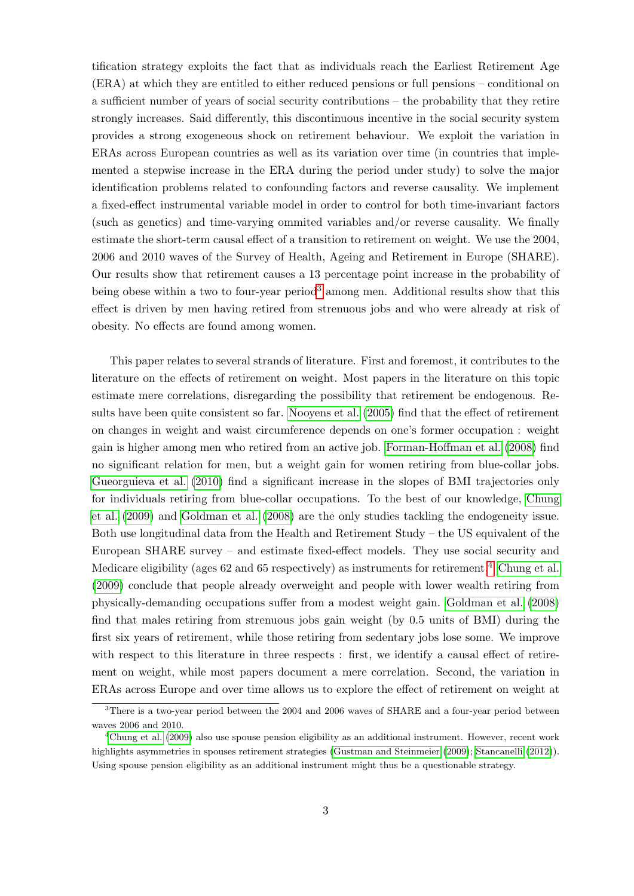tification strategy exploits the fact that as individuals reach the Earliest Retirement Age (ERA) at which they are entitled to either reduced pensions or full pensions – conditional on a sufficient number of years of social security contributions – the probability that they retire strongly increases. Said differently, this discontinuous incentive in the social security system provides a strong exogeneous shock on retirement behaviour. We exploit the variation in ERAs across European countries as well as its variation over time (in countries that implemented a stepwise increase in the ERA during the period under study) to solve the major identification problems related to confounding factors and reverse causality. We implement a fixed-effect instrumental variable model in order to control for both time-invariant factors (such as genetics) and time-varying ommited variables and/or reverse causality. We finally estimate the short-term causal effect of a transition to retirement on weight. We use the 2004, 2006 and 2010 waves of the Survey of Health, Ageing and Retirement in Europe (SHARE). Our results show that retirement causes a 13 percentage point increase in the probability of being obese within a two to four-year period[3] among men. Additional results show that this effect is driven by men having retired from strenuous jobs and who were already at risk of obesity. No effects are found among women.

This paper relates to several strands of literature. First and foremost, it contributes to the literature on the effects of retirement on weight. Most papers in the literature on this topic estimate mere correlations, disregarding the possibility that retirement be endogenous. Results have been quite consistent so far. Nooyens et al. (2005) find that the effect of retirement on changes in weight and waist circumference depends on one's former occupation : weight gain is higher among men who retired from an active job. Forman-Hoffman et al. (2008) find no significant relation for men, but a weight gain for women retiring from blue-collar jobs. Gueorguieva et al. (2010) find a significant increase in the slopes of BMI trajectories only for individuals retiring from blue-collar occupations. To the best of our knowledge, Chung et al. (2009) and Goldman et al. (2008) are the only studies tackling the endogeneity issue. Both use longitudinal data from the Health and Retirement Study – the US equivalent of the European SHARE survey – and estimate fixed-effect models. They use social security and Medicare eligibility (ages 62 and 65 respectively) as instruments for retirement.[4] Chung et al. (2009) conclude that people already overweight and people with lower wealth retiring from physically-demanding occupations suffer from a modest weight gain. Goldman et al. (2008) find that males retiring from strenuous jobs gain weight (by 0.5 units of BMI) during the first six years of retirement, while those retiring from sedentary jobs lose some. We improve with respect to this literature in three respects : first, we identify a causal effect of retirement on weight, while most papers document a mere correlation. Second, the variation in ERAs across Europe and over time allows us to explore the effect of retirement on weight at

[3] There is a two-year period between the 2004 and 2006 waves of SHARE and a four-year period between waves 2006 and 2010.

[4] Chung et al. (2009) also use spouse pension eligibility as an additional instrument. However, recent work highlights asymmetries in spouses retirement strategies (Gustman and Steinmeier (2009); Stancanelli (2012)). Using spouse pension eligibility as an additional instrument might thus be a questionable strategy.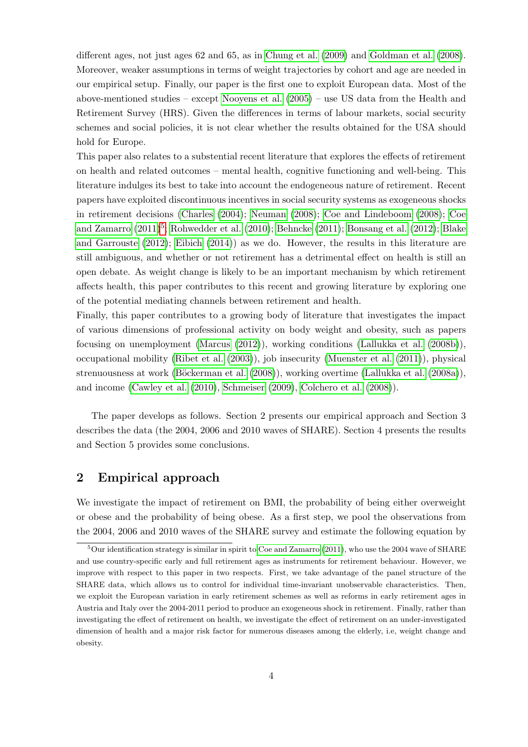different ages, not just ages 62 and 65, as in Chung et al. (2009) and Goldman et al. (2008). Moreover, weaker assumptions in terms of weight trajectories by cohort and age are needed in our empirical setup. Finally, our paper is the first one to exploit European data. Most of the above-mentioned studies – except Nooyens et al. (2005) – use US data from the Health and Retirement Survey (HRS). Given the differences in terms of labour markets, social security schemes and social policies, it is not clear whether the results obtained for the USA should hold for Europe.

This paper also relates to a substantial recent literature that explores the effects of retirement on health and related outcomes – mental health, cognitive functioning and well-being. This literature indulges its best to take into account the endogeneous nature of retirement. Recent papers have exploited discontinuous incentives in social security systems as exogeneous shocks in retirement decisions (Charles (2004); Neuman (2008); Coe and Lindeboom (2008); Coe and Zamarro (2011)[5]; Rohwedder et al. (2010); Behncke (2011); Bonsang et al. (2012); Blake and Garrouste (2012); Eibich (2014)) as we do. However, the results in this literature are still ambiguous, and whether or not retirement has a detrimental effect on health is still an open debate. As weight change is likely to be an important mechanism by which retirement affects health, this paper contributes to this recent and growing literature by exploring one of the potential mediating channels between retirement and health.

Finally, this paper contributes to a growing body of literature that investigates the impact of various dimensions of professional activity on body weight and obesity, such as papers focusing on unemployment (Marcus (2012)), working conditions (Lallukka et al. (2008b)), occupational mobility (Ribet et al. (2003)), job insecurity (Muenster et al. (2011)), physical strenuousness at work (Böckerman et al. (2008)), working overtime (Lallukka et al. (2008a)), and income (Cawley et al. (2010), Schmeiser (2009), Colchero et al. (2008)).

The paper develops as follows. Section 2 presents our empirical approach and Section 3 describes the data (the 2004, 2006 and 2010 waves of SHARE). Section 4 presents the results and Section 5 provides some conclusions.

## 2 Empirical approach

We investigate the impact of retirement on BMI, the probability of being either overweight or obese and the probability of being obese. As a first step, we pool the observations from the 2004, 2006 and 2010 waves of the SHARE survey and estimate the following equation by

[5] Our identification strategy is similar in spirit to Coe and Zamarro (2011), who use the 2004 wave of SHARE and use country-specific early and full retirement ages as instruments for retirement behaviour. However, we improve with respect to this paper in two respects. First, we take advantage of the panel structure of the SHARE data, which allows us to control for individual time-invariant unobservable characteristics. Then, we exploit the European variation in early retirement schemes as well as reforms in early retirement ages in Austria and Italy over the 2004-2011 period to produce an exogeneous shock in retirement. Finally, rather than investigating the effect of retirement on health, we investigate the effect of retirement on an under-investigated dimension of health and a major risk factor for numerous diseases among the elderly, i.e, weight change and obesity.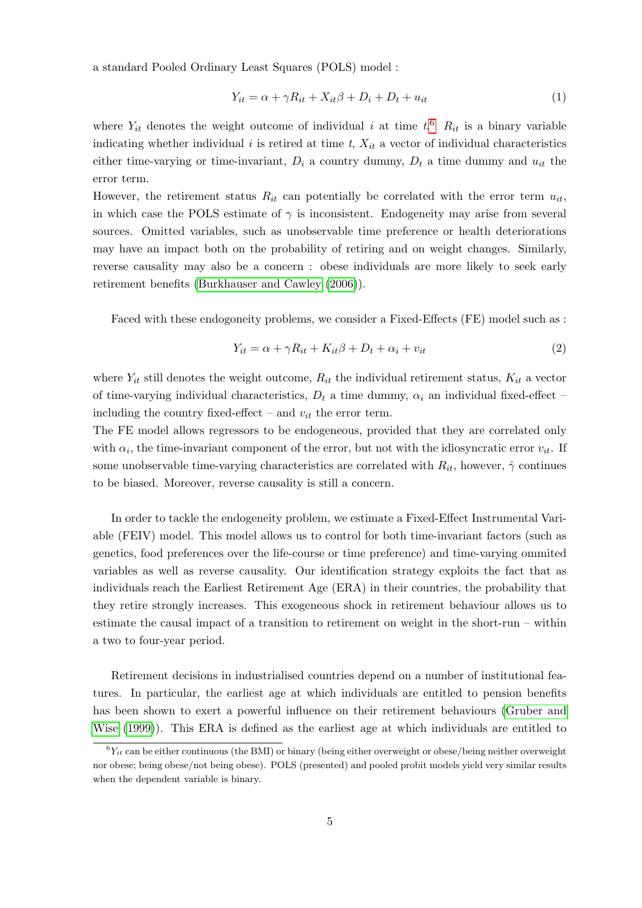a standard Pooled Ordinary Least Squares (POLS) model :

$$Y_{it} = \alpha + \gamma R_{it} + X_{it}\beta + D_i + D_t + u_{it} \tag{1}$$

where $Y_{it}$ denotes the weight outcome of individual $i$ at time $t$.[6] $R_{it}$ is a binary variable indicating whether individual $i$ is retired at time $t$, $X_{it}$ a vector of individual characteristics either time-varying or time-invariant, $D_i$ a country dummy, $D_t$ a time dummy and $u_{it}$ the error term.

However, the retirement status $R_{it}$ can potentially be correlated with the error term $u_{it}$, in which case the POLS estimate of $\gamma$ is inconsistent. Endogeneity may arise from several sources. Omitted variables, such as unobservable time preference or health deteriorations may have an impact both on the probability of retiring and on weight changes. Similarly, reverse causality may also be a concern : obese individuals are more likely to seek early retirement benefits (Burkhauser and Cawley (2006)).

Faced with these endogeneity problems, we consider a Fixed-Effects (FE) model such as :

$$Y_{it} = \alpha + \gamma R_{it} + K_{it}\beta + D_t + \alpha_i + v_{it} \tag{2}$$

where $Y_{it}$ still denotes the weight outcome, $R_{it}$ the individual retirement status, $K_{it}$ a vector of time-varying individual characteristics, $D_t$ a time dummy, $\alpha_i$ an individual fixed-effect – including the country fixed-effect – and $v_{it}$ the error term.

The FE model allows regressors to be endogeneous, provided that they are correlated only with $\alpha_i$, the time-invariant component of the error, but not with the idiosyncratic error $v_{it}$. If some unobservable time-varying characteristics are correlated with $R_{it}$, however, $\hat{\gamma}$ continues to be biased. Moreover, reverse causality is still a concern.

In order to tackle the endogeneity problem, we estimate a Fixed-Effect Instrumental Variable (FEIV) model. This model allows us to control for both time-invariant factors (such as genetics, food preferences over the life-course or time preference) and time-varying ommited variables as well as reverse causality. Our identification strategy exploits the fact that as individuals reach the Earliest Retirement Age (ERA) in their countries, the probability that they retire strongly increases. This exogeneous shock in retirement behaviour allows us to estimate the causal impact of a transition to retirement on weight in the short-run – within a two to four-year period.

Retirement decisions in industrialised countries depend on a number of institutional features. In particular, the earliest age at which individuals are entitled to pension benefits has been shown to exert a powerful influence on their retirement behaviours (Gruber and Wise (1999)). This ERA is defined as the earliest age at which individuals are entitled to

[6] $Y_{it}$ can be either continuous (the BMI) or binary (being either overweight or obese/being neither overweight nor obese; being obese/not being obese). POLS (presented) and pooled probit models yield very similar results when the dependent variable is binary.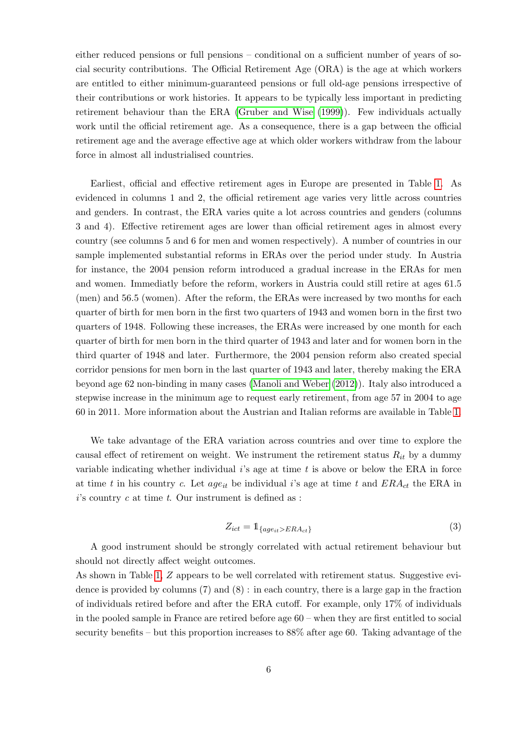either reduced pensions or full pensions – conditional on a sufficient number of years of social security contributions. The Official Retirement Age (ORA) is the age at which workers are entitled to either minimum-guaranteed pensions or full old-age pensions irrespective of their contributions or work histories. It appears to be typically less important in predicting retirement behaviour than the ERA (Gruber and Wise (1999)). Few individuals actually work until the official retirement age. As a consequence, there is a gap between the official retirement age and the average effective age at which older workers withdraw from the labour force in almost all industrialised countries.

Earliest, official and effective retirement ages in Europe are presented in Table 1. As evidenced in columns 1 and 2, the official retirement age varies very little across countries and genders. In contrast, the ERA varies quite a lot across countries and genders (columns 3 and 4). Effective retirement ages are lower than official retirement ages in almost every country (see columns 5 and 6 for men and women respectively). A number of countries in our sample implemented substantial reforms in ERAs over the period under study. In Austria for instance, the 2004 pension reform introduced a gradual increase in the ERAs for men and women. Immediatly before the reform, workers in Austria could still retire at ages 61.5 (men) and 56.5 (women). After the reform, the ERAs were increased by two months for each quarter of birth for men born in the first two quarters of 1943 and women born in the first two quarters of 1948. Following these increases, the ERAs were increased by one month for each quarter of birth for men born in the third quarter of 1943 and later and for women born in the third quarter of 1948 and later. Furthermore, the 2004 pension reform also created special corridor pensions for men born in the last quarter of 1943 and later, thereby making the ERA beyond age 62 non-binding in many cases (Manoli and Weber (2012)). Italy also introduced a stepwise increase in the minimum age to request early retirement, from age 57 in 2004 to age 60 in 2011. More information about the Austrian and Italian reforms are available in Table 1.

We take advantage of the ERA variation across countries and over time to explore the causal effect of retirement on weight. We instrument the retirement status $R_{it}$ by a dummy variable indicating whether individual $i$'s age at time $t$ is above or below the ERA in force at time $t$ in his country $c$. Let $age_{it}$ be individual $i$'s age at time $t$ and $ERA_{ct}$ the ERA in $i$'s country $c$ at time $t$. Our instrument is defined as :

$$Z_{ict} = \mathbb{1}_{\{age_{it} > ERA_{ct}\}} \tag{3}$$

A good instrument should be strongly correlated with actual retirement behaviour but should not directly affect weight outcomes.

As shown in Table 1, $Z$ appears to be well correlated with retirement status. Suggestive evidence is provided by columns (7) and (8) : in each country, there is a large gap in the fraction of individuals retired before and after the ERA cutoff. For example, only 17% of individuals in the pooled sample in France are retired before age 60 – when they are first entitled to social security benefits – but this proportion increases to 88% after age 60. Taking advantage of the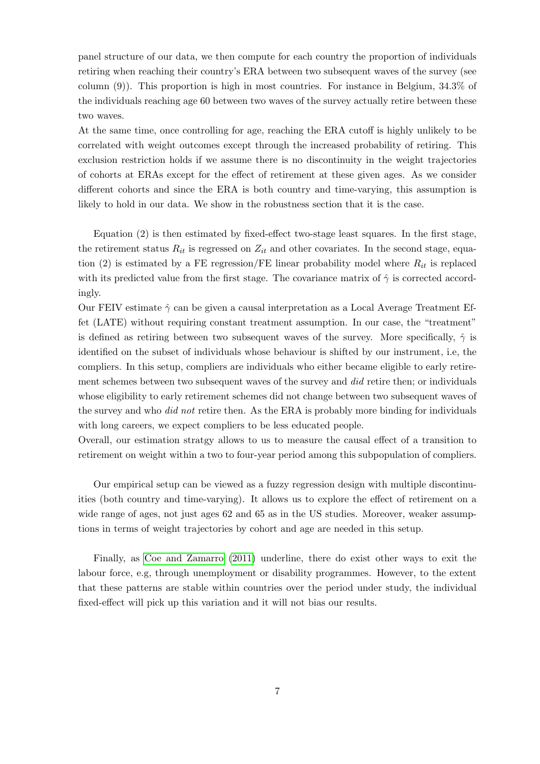panel structure of our data, we then compute for each country the proportion of individuals retiring when reaching their country's ERA between two subsequent waves of the survey (see column (9)). This proportion is high in most countries. For instance in Belgium, 34.3% of the individuals reaching age 60 between two waves of the survey actually retire between these two waves.

At the same time, once controlling for age, reaching the ERA cutoff is highly unlikely to be correlated with weight outcomes except through the increased probability of retiring. This exclusion restriction holds if we assume there is no discontinuity in the weight trajectories of cohorts at ERAs except for the effect of retirement at these given ages. As we consider different cohorts and since the ERA is both country and time-varying, this assumption is likely to hold in our data. We show in the robustness section that it is the case.

Equation (2) is then estimated by fixed-effect two-stage least squares. In the first stage, the retirement status $R_{it}$ is regressed on $Z_{it}$ and other covariates. In the second stage, equation (2) is estimated by a FE regression/FE linear probability model where $R_{it}$ is replaced with its predicted value from the first stage. The covariance matrix of $\hat{\gamma}$ is corrected accordingly.

Our FEIV estimate $\hat{\gamma}$ can be given a causal interpretation as a Local Average Treatment Effet (LATE) without requiring constant treatment assumption. In our case, the "treatment" is defined as retiring between two subsequent waves of the survey. More specifically, $\hat{\gamma}$ is identified on the subset of individuals whose behaviour is shifted by our instrument, i.e, the compliers. In this setup, compliers are individuals who either became eligible to early retirement schemes between two subsequent waves of the survey and *did* retire then; or individuals whose eligibility to early retirement schemes did not change between two subsequent waves of the survey and who *did not* retire then. As the ERA is probably more binding for individuals with long careers, we expect compliers to be less educated people.

Overall, our estimation stratgy allows to us to measure the causal effect of a transition to retirement on weight within a two to four-year period among this subpopulation of compliers.

Our empirical setup can be viewed as a fuzzy regression design with multiple discontinuities (both country and time-varying). It allows us to explore the effect of retirement on a wide range of ages, not just ages 62 and 65 as in the US studies. Moreover, weaker assumptions in terms of weight trajectories by cohort and age are needed in this setup.

Finally, as Coe and Zamarro (2011) underline, there do exist other ways to exit the labour force, e.g, through unemployment or disability programmes. However, to the extent that these patterns are stable within countries over the period under study, the individual fixed-effect will pick up this variation and it will not bias our results.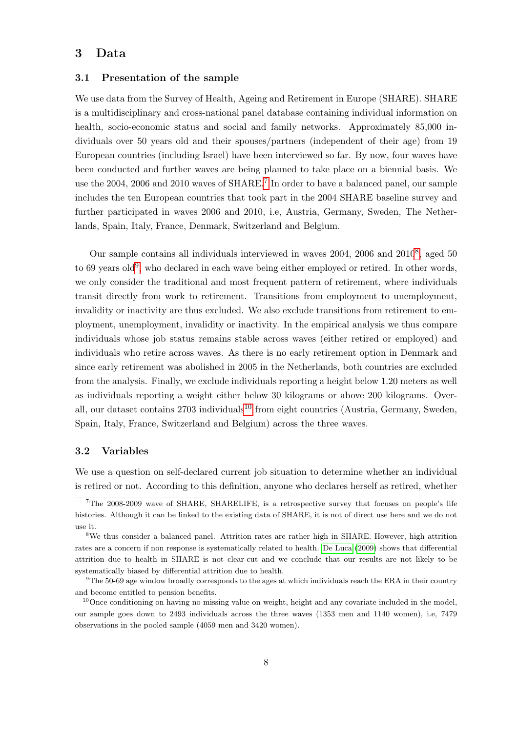## 3 Data

### 3.1 Presentation of the sample

We use data from the Survey of Health, Ageing and Retirement in Europe (SHARE). SHARE is a multidisciplinary and cross-national panel database containing individual information on health, socio-economic status and social and family networks. Approximately 85,000 individuals over 50 years old and their spouses/partners (independent of their age) from 19 European countries (including Israel) have been interviewed so far. By now, four waves have been conducted and further waves are being planned to take place on a biennial basis. We use the 2004, 2006 and 2010 waves of SHARE.[7] In order to have a balanced panel, our sample includes the ten European countries that took part in the 2004 SHARE baseline survey and further participated in waves 2006 and 2010, i.e, Austria, Germany, Sweden, The Netherlands, Spain, Italy, France, Denmark, Switzerland and Belgium.

Our sample contains all individuals interviewed in waves 2004, 2006 and 2010[8], aged 50 to 69 years old[9], who declared in each wave being either employed or retired. In other words, we only consider the traditional and most frequent pattern of retirement, where individuals transit directly from work to retirement. Transitions from employment to unemployment, invalidity or inactivity are thus excluded. We also exclude transitions from retirement to employment, unemployment, invalidity or inactivity. In the empirical analysis we thus compare individuals whose job status remains stable across waves (either retired or employed) and individuals who retire across waves. As there is no early retirement option in Denmark and since early retirement was abolished in 2005 in the Netherlands, both countries are excluded from the analysis. Finally, we exclude individuals reporting a height below 1.20 meters as well as individuals reporting a weight either below 30 kilograms or above 200 kilograms. Overall, our dataset contains 2703 individuals[10] from eight countries (Austria, Germany, Sweden, Spain, Italy, France, Switzerland and Belgium) across the three waves.

### 3.2 Variables

We use a question on self-declared current job situation to determine whether an individual is retired or not. According to this definition, anyone who declares herself as retired, whether

[7] The 2008-2009 wave of SHARE, SHARELIFE, is a retrospective survey that focuses on people's life histories. Although it can be linked to the existing data of SHARE, it is not of direct use here and we do not use it.

[8] We thus consider a balanced panel. Attrition rates are rather high in SHARE. However, high attrition rates are a concern if non response is systematically related to health. De Luca (2009) shows that differential attrition due to health in SHARE is not clear-cut and we conclude that our results are not likely to be systematically biased by differential attrition due to health.

[9] The 50-69 age window broadly corresponds to the ages at which individuals reach the ERA in their country and become entitled to pension benefits.

[10] Once conditioning on having no missing value on weight, height and any covariate included in the model, our sample goes down to 2493 individuals across the three waves (1353 men and 1140 women), i.e, 7479 observations in the pooled sample (4059 men and 3420 women).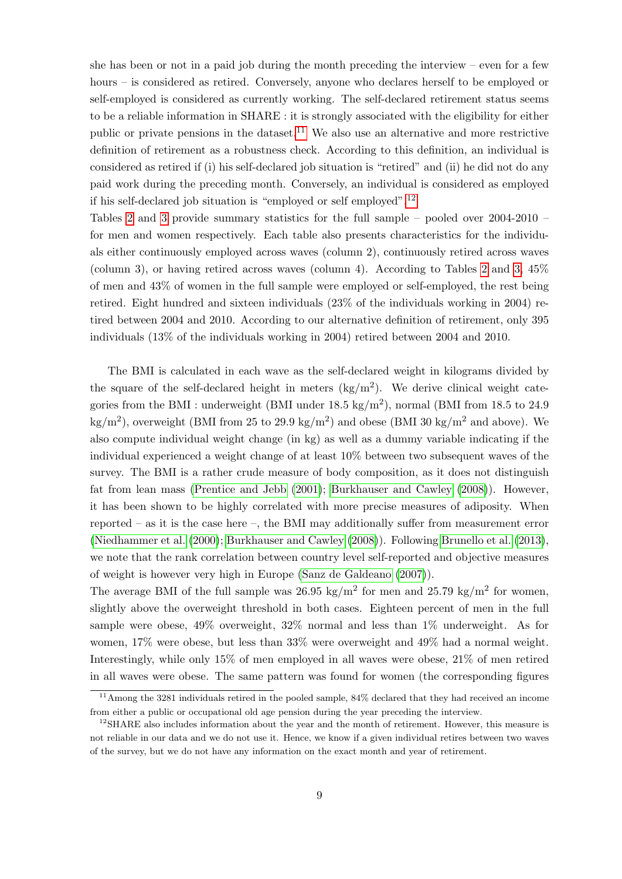she has been or not in a paid job during the month preceding the interview – even for a few hours – is considered as retired. Conversely, anyone who declares herself to be employed or self-employed is considered as currently working. The self-declared retirement status seems to be a reliable information in SHARE : it is strongly associated with the eligibility for either public or private pensions in the dataset.[11] We also use an alternative and more restrictive definition of retirement as a robustness check. According to this definition, an individual is considered as retired if (i) his self-declared job situation is "retired" and (ii) he did not do any paid work during the preceding month. Conversely, an individual is considered as employed if his self-declared job situation is "employed or self employed".[12]

Tables 2 and 3 provide summary statistics for the full sample – pooled over 2004-2010 – for men and women respectively. Each table also presents characteristics for the individuals either continuously employed across waves (column 2), continuously retired across waves (column 3), or having retired across waves (column 4). According to Tables 2 and 3, 45% of men and 43% of women in the full sample were employed or self-employed, the rest being retired. Eight hundred and sixteen individuals (23% of the individuals working in 2004) retired between 2004 and 2010. According to our alternative definition of retirement, only 395 individuals (13% of the individuals working in 2004) retired between 2004 and 2010.

The BMI is calculated in each wave as the self-declared weight in kilograms divided by the square of the self-declared height in meters (kg/m$^2$). We derive clinical weight categories from the BMI : underweight (BMI under 18.5 kg/m$^2$), normal (BMI from 18.5 to 24.9 kg/m$^2$), overweight (BMI from 25 to 29.9 kg/m$^2$) and obese (BMI 30 kg/m$^2$ and above). We also compute individual weight change (in kg) as well as a dummy variable indicating if the individual experienced a weight change of at least 10% between two subsequent waves of the survey. The BMI is a rather crude measure of body composition, as it does not distinguish fat from lean mass (Prentice and Jebb (2001); Burkhauser and Cawley (2008)). However, it has been shown to be highly correlated with more precise measures of adiposity. When reported – as it is the case here –, the BMI may additionally suffer from measurement error (Niedhammer et al. (2000); Burkhauser and Cawley (2008)). Following Brunello et al. (2013), we note that the rank correlation between country level self-reported and objective measures of weight is however very high in Europe (Sanz de Galdeano (2007)).

The average BMI of the full sample was 26.95 kg/m$^2$ for men and 25.79 kg/m$^2$ for women, slightly above the overweight threshold in both cases. Eighteen percent of men in the full sample were obese, 49% overweight, 32% normal and less than 1% underweight. As for women, 17% were obese, but less than 33% were overweight and 49% had a normal weight. Interestingly, while only 15% of men employed in all waves were obese, 21% of men retired in all waves were obese. The same pattern was found for women (the corresponding figures

[11] Among the 3281 individuals retired in the pooled sample, 84% declared that they had received an income from either a public or occupational old age pension during the year preceding the interview.

[12] SHARE also includes information about the year and the month of retirement. However, this measure is not reliable in our data and we do not use it. Hence, we know if a given individual retires between two waves of the survey, but we do not have any information on the exact month and year of retirement.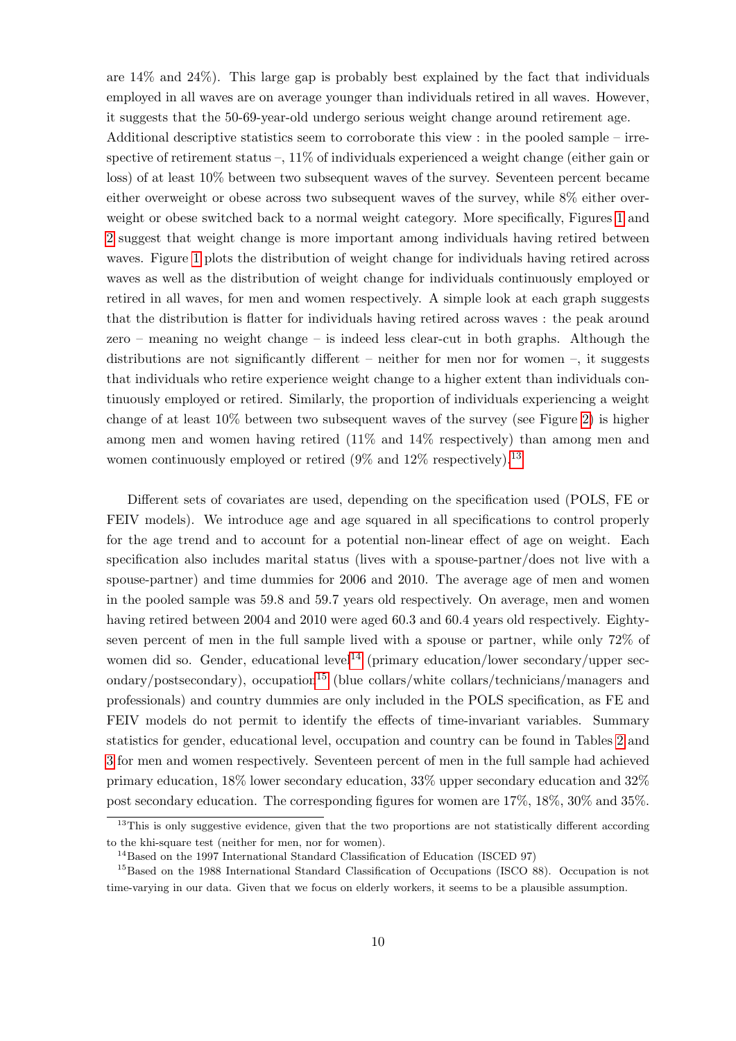are 14% and 24%). This large gap is probably best explained by the fact that individuals employed in all waves are on average younger than individuals retired in all waves. However, it suggests that the 50-69-year-old undergo serious weight change around retirement age. Additional descriptive statistics seem to corroborate this view : in the pooled sample – irrespective of retirement status –, 11% of individuals experienced a weight change (either gain or loss) of at least 10% between two subsequent waves of the survey. Seventeen percent became either overweight or obese across two subsequent waves of the survey, while 8% either overweight or obese switched back to a normal weight category. More specifically, Figures 1 and 2 suggest that weight change is more important among individuals having retired between waves. Figure 1 plots the distribution of weight change for individuals having retired across waves as well as the distribution of weight change for individuals continuously employed or retired in all waves, for men and women respectively. A simple look at each graph suggests that the distribution is flatter for individuals having retired across waves : the peak around zero – meaning no weight change – is indeed less clear-cut in both graphs. Although the distributions are not significantly different – neither for men nor for women –, it suggests that individuals who retire experience weight change to a higher extent than individuals continuously employed or retired. Similarly, the proportion of individuals experiencing a weight change of at least 10% between two subsequent waves of the survey (see Figure 2) is higher among men and women having retired (11% and 14% respectively) than among men and women continuously employed or retired (9% and 12% respectively).[13]

Different sets of covariates are used, depending on the specification used (POLS, FE or FEIV models). We introduce age and age squared in all specifications to control properly for the age trend and to account for a potential non-linear effect of age on weight. Each specification also includes marital status (lives with a spouse-partner/does not live with a spouse-partner) and time dummies for 2006 and 2010. The average age of men and women in the pooled sample was 59.8 and 59.7 years old respectively. On average, men and women having retired between 2004 and 2010 were aged 60.3 and 60.4 years old respectively. Eighty-seven percent of men in the full sample lived with a spouse or partner, while only 72% of women did so. Gender, educational level[14] (primary education/lower secondary/upper secondary/postsecondary), occupation[15] (blue collars/white collars/technicians/managers and professionals) and country dummies are only included in the POLS specification, as FE and FEIV models do not permit to identify the effects of time-invariant variables. Summary statistics for gender, educational level, occupation and country can be found in Tables 2 and 3 for men and women respectively. Seventeen percent of men in the full sample had achieved primary education, 18% lower secondary education, 33% upper secondary education and 32% post secondary education. The corresponding figures for women are 17%, 18%, 30% and 35%.

[13] This is only suggestive evidence, given that the two proportions are not statistically different according to the khi-square test (neither for men, nor for women).

[14] Based on the 1997 International Standard Classification of Education (ISCED 97)

[15] Based on the 1988 International Standard Classification of Occupations (ISCO 88). Occupation is not time-varying in our data. Given that we focus on elderly workers, it seems to be a plausible assumption.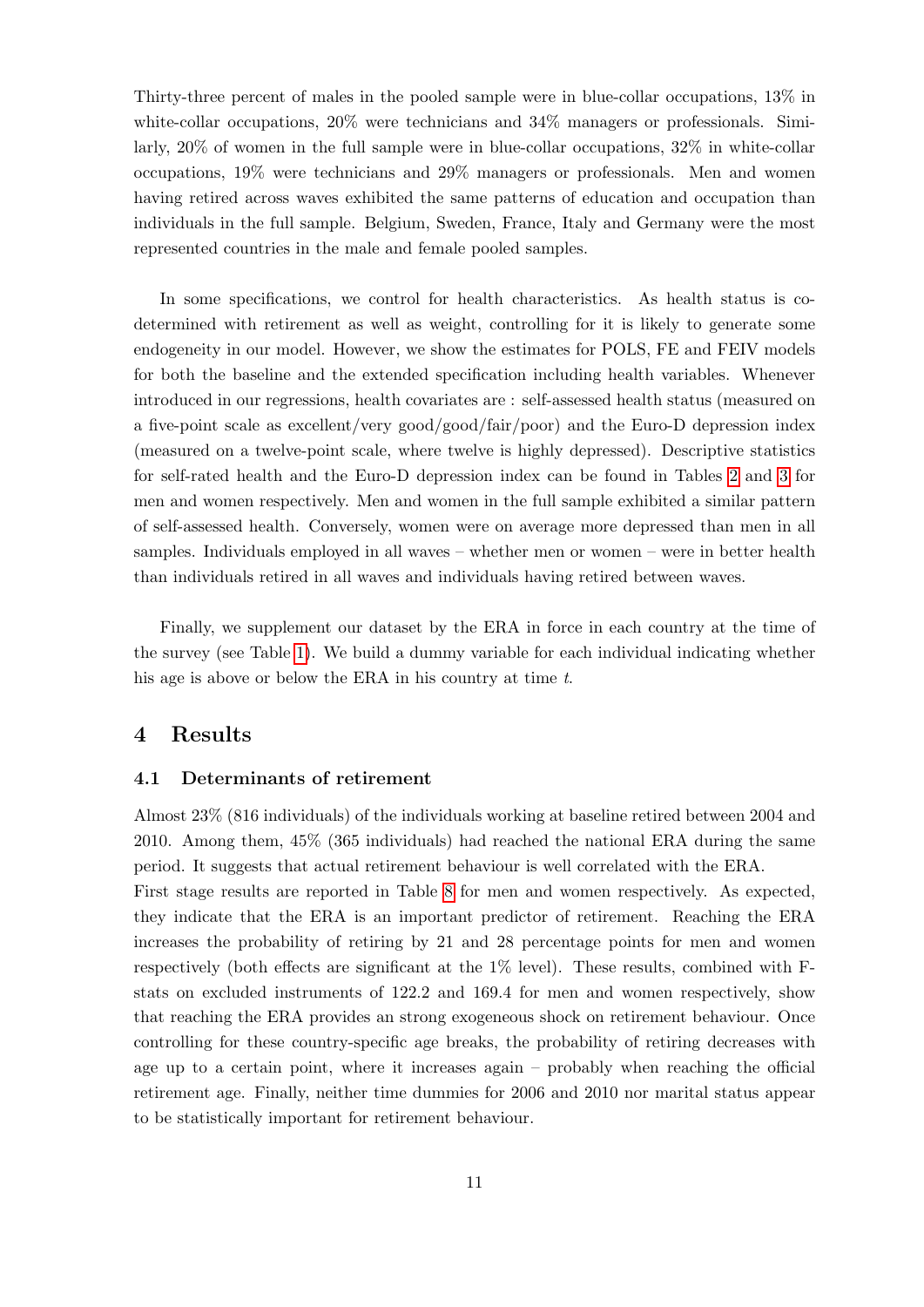Thirty-three percent of males in the pooled sample were in blue-collar occupations, 13% in white-collar occupations, 20% were technicians and 34% managers or professionals. Similarly, 20% of women in the full sample were in blue-collar occupations, 32% in white-collar occupations, 19% were technicians and 29% managers or professionals. Men and women having retired across waves exhibited the same patterns of education and occupation than individuals in the full sample. Belgium, Sweden, France, Italy and Germany were the most represented countries in the male and female pooled samples.

In some specifications, we control for health characteristics. As health status is co-determined with retirement as well as weight, controlling for it is likely to generate some endogeneity in our model. However, we show the estimates for POLS, FE and FEIV models for both the baseline and the extended specification including health variables. Whenever introduced in our regressions, health covariates are : self-assessed health status (measured on a five-point scale as excellent/very good/good/fair/poor) and the Euro-D depression index (measured on a twelve-point scale, where twelve is highly depressed). Descriptive statistics for self-rated health and the Euro-D depression index can be found in Tables 2 and 3 for men and women respectively. Men and women in the full sample exhibited a similar pattern of self-assessed health. Conversely, women were on average more depressed than men in all samples. Individuals employed in all waves – whether men or women – were in better health than individuals retired in all waves and individuals having retired between waves.

Finally, we supplement our dataset by the ERA in force in each country at the time of the survey (see Table 1). We build a dummy variable for each individual indicating whether his age is above or below the ERA in his country at time $t$.

## 4 Results

### 4.1 Determinants of retirement

Almost 23% (816 individuals) of the individuals working at baseline retired between 2004 and 2010. Among them, 45% (365 individuals) had reached the national ERA during the same period. It suggests that actual retirement behaviour is well correlated with the ERA.
First stage results are reported in Table 8 for men and women respectively. As expected, they indicate that the ERA is an important predictor of retirement. Reaching the ERA increases the probability of retiring by 21 and 28 percentage points for men and women respectively (both effects are significant at the 1% level). These results, combined with F-stats on excluded instruments of 122.2 and 169.4 for men and women respectively, show that reaching the ERA provides an strong exogeneous shock on retirement behaviour. Once controlling for these country-specific age breaks, the probability of retiring decreases with age up to a certain point, where it increases again – probably when reaching the official retirement age. Finally, neither time dummies for 2006 and 2010 nor marital status appear to be statistically important for retirement behaviour.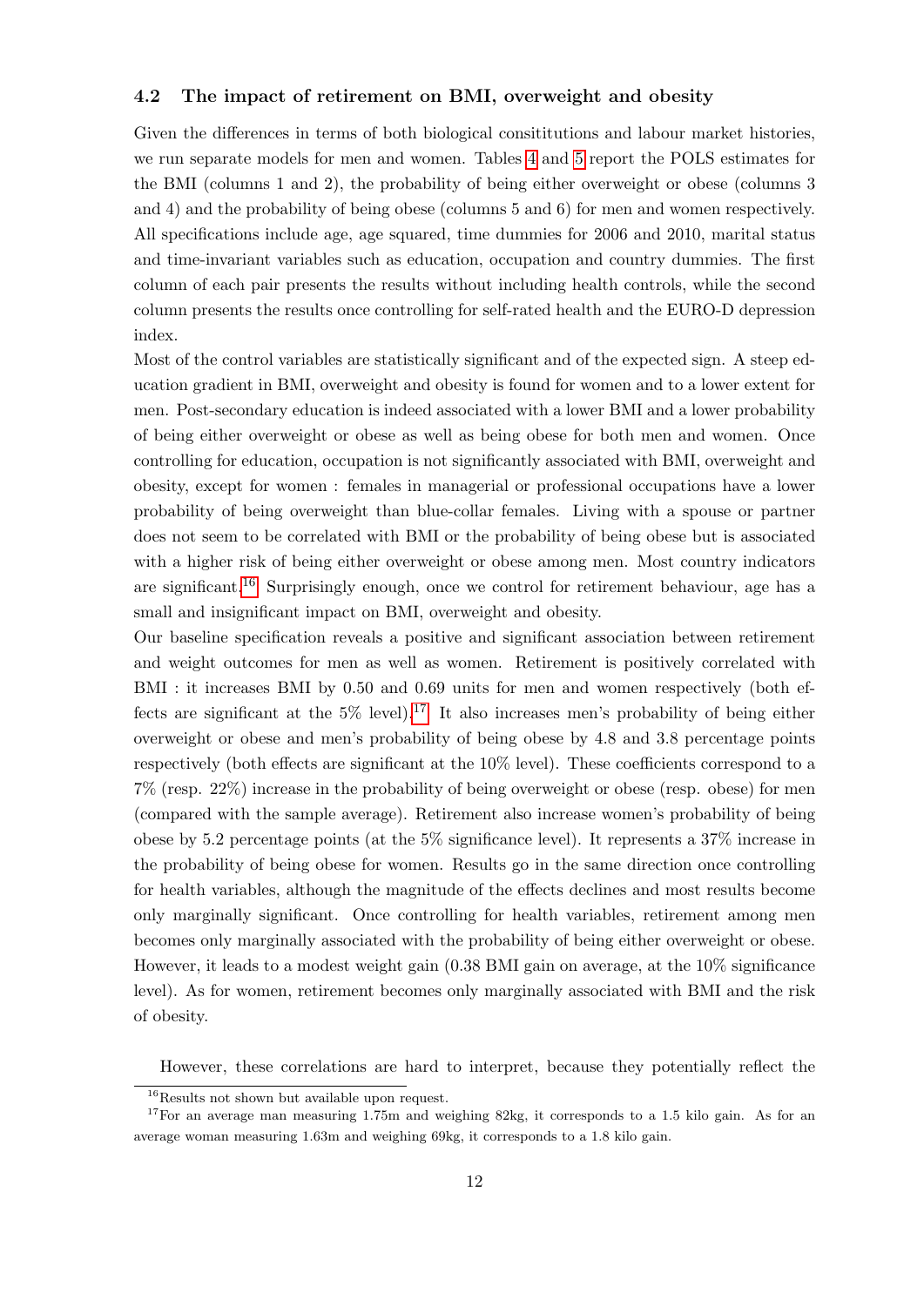### 4.2 The impact of retirement on BMI, overweight and obesity

Given the differences in terms of both biological consititutions and labour market histories, we run separate models for men and women. Tables 4 and 5 report the POLS estimates for the BMI (columns 1 and 2), the probability of being either overweight or obese (columns 3 and 4) and the probability of being obese (columns 5 and 6) for men and women respectively. All specifications include age, age squared, time dummies for 2006 and 2010, marital status and time-invariant variables such as education, occupation and country dummies. The first column of each pair presents the results without including health controls, while the second column presents the results once controlling for self-rated health and the EURO-D depression index.

Most of the control variables are statistically significant and of the expected sign. A steep education gradient in BMI, overweight and obesity is found for women and to a lower extent for men. Post-secondary education is indeed associated with a lower BMI and a lower probability of being either overweight or obese as well as being obese for both men and women. Once controlling for education, occupation is not significantly associated with BMI, overweight and obesity, except for women : females in managerial or professional occupations have a lower probability of being overweight than blue-collar females. Living with a spouse or partner does not seem to be correlated with BMI or the probability of being obese but is associated with a higher risk of being either overweight or obese among men. Most country indicators are significant.[16] Surprisingly enough, once we control for retirement behaviour, age has a small and insignificant impact on BMI, overweight and obesity.

Our baseline specification reveals a positive and significant association between retirement and weight outcomes for men as well as women. Retirement is positively correlated with BMI : it increases BMI by 0.50 and 0.69 units for men and women respectively (both effects are significant at the 5% level).[17] It also increases men's probability of being either overweight or obese and men's probability of being obese by 4.8 and 3.8 percentage points respectively (both effects are significant at the 10% level). These coefficients correspond to a 7% (resp. 22%) increase in the probability of being overweight or obese (resp. obese) for men (compared with the sample average). Retirement also increase women's probability of being obese by 5.2 percentage points (at the 5% significance level). It represents a 37% increase in the probability of being obese for women. Results go in the same direction once controlling for health variables, although the magnitude of the effects declines and most results become only marginally significant. Once controlling for health variables, retirement among men becomes only marginally associated with the probability of being either overweight or obese. However, it leads to a modest weight gain (0.38 BMI gain on average, at the 10% significance level). As for women, retirement becomes only marginally associated with BMI and the risk of obesity.

However, these correlations are hard to interpret, because they potentially reflect the

[16] Results not shown but available upon request.

[17] For an average man measuring 1.75m and weighing 82kg, it corresponds to a 1.5 kilo gain. As for an average woman measuring 1.63m and weighing 69kg, it corresponds to a 1.8 kilo gain.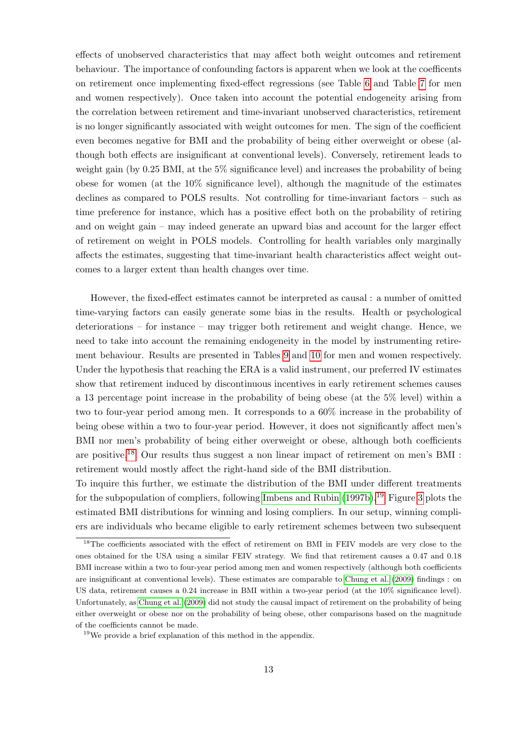effects of unobserved characteristics that may affect both weight outcomes and retirement behaviour. The importance of confounding factors is apparent when we look at the coefficents on retirement once implementing fixed-effect regressions (see Table 6 and Table 7 for men and women respectively). Once taken into account the potential endogeneity arising from the correlation between retirement and time-invariant unobserved characteristics, retirement is no longer significantly associated with weight outcomes for men. The sign of the coefficient even becomes negative for BMI and the probability of being either overweight or obese (although both effects are insignificant at conventional levels). Conversely, retirement leads to weight gain (by 0.25 BMI, at the 5% significance level) and increases the probability of being obese for women (at the 10% significance level), although the magnitude of the estimates declines as compared to POLS results. Not controlling for time-invariant factors – such as time preference for instance, which has a positive effect both on the probability of retiring and on weight gain – may indeed generate an upward bias and account for the larger effect of retirement on weight in POLS models. Controlling for health variables only marginally affects the estimates, suggesting that time-invariant health characteristics affect weight outcomes to a larger extent than health changes over time.

However, the fixed-effect estimates cannot be interpreted as causal : a number of omitted time-varying factors can easily generate some bias in the results. Health or psychological deteriorations – for instance – may trigger both retirement and weight change. Hence, we need to take into account the remaining endogeneity in the model by instrumenting retirement behaviour. Results are presented in Tables 9 and 10 for men and women respectively. Under the hypothesis that reaching the ERA is a valid instrument, our preferred IV estimates show that retirement induced by discontinuous incentives in early retirement schemes causes a 13 percentage point increase in the probability of being obese (at the 5% level) within a two to four-year period among men. It corresponds to a 60% increase in the probability of being obese within a two to four-year period. However, it does not significantly affect men's BMI nor men's probability of being either overweight or obese, although both coefficients are positive.[18] Our results thus suggest a non linear impact of retirement on men's BMI : retirement would mostly affect the right-hand side of the BMI distribution.
To inquire this further, we estimate the distribution of the BMI under different treatments for the subpopulation of compliers, following Imbens and Rubin (1997b).[19] Figure 3 plots the estimated BMI distributions for winning and losing compliers. In our setup, winning compliers are individuals who became eligible to early retirement schemes between two subsequent

[18]The coefficients associated with the effect of retirement on BMI in FEIV models are very close to the ones obtained for the USA using a similar FEIV strategy. We find that retirement causes a 0.47 and 0.18 BMI increase within a two to four-year period among men and women respectively (although both coefficients are insignificant at conventional levels). These estimates are comparable to Chung et al. (2009) findings : on US data, retirement causes a 0.24 increase in BMI within a two-year period (at the 10% significance level). Unfortunately, as Chung et al. (2009) did not study the causal impact of retirement on the probability of being either overweight or obese nor on the probability of being obese, other comparisons based on the magnitude of the coefficients cannot be made.

[19]We provide a brief explanation of this method in the appendix.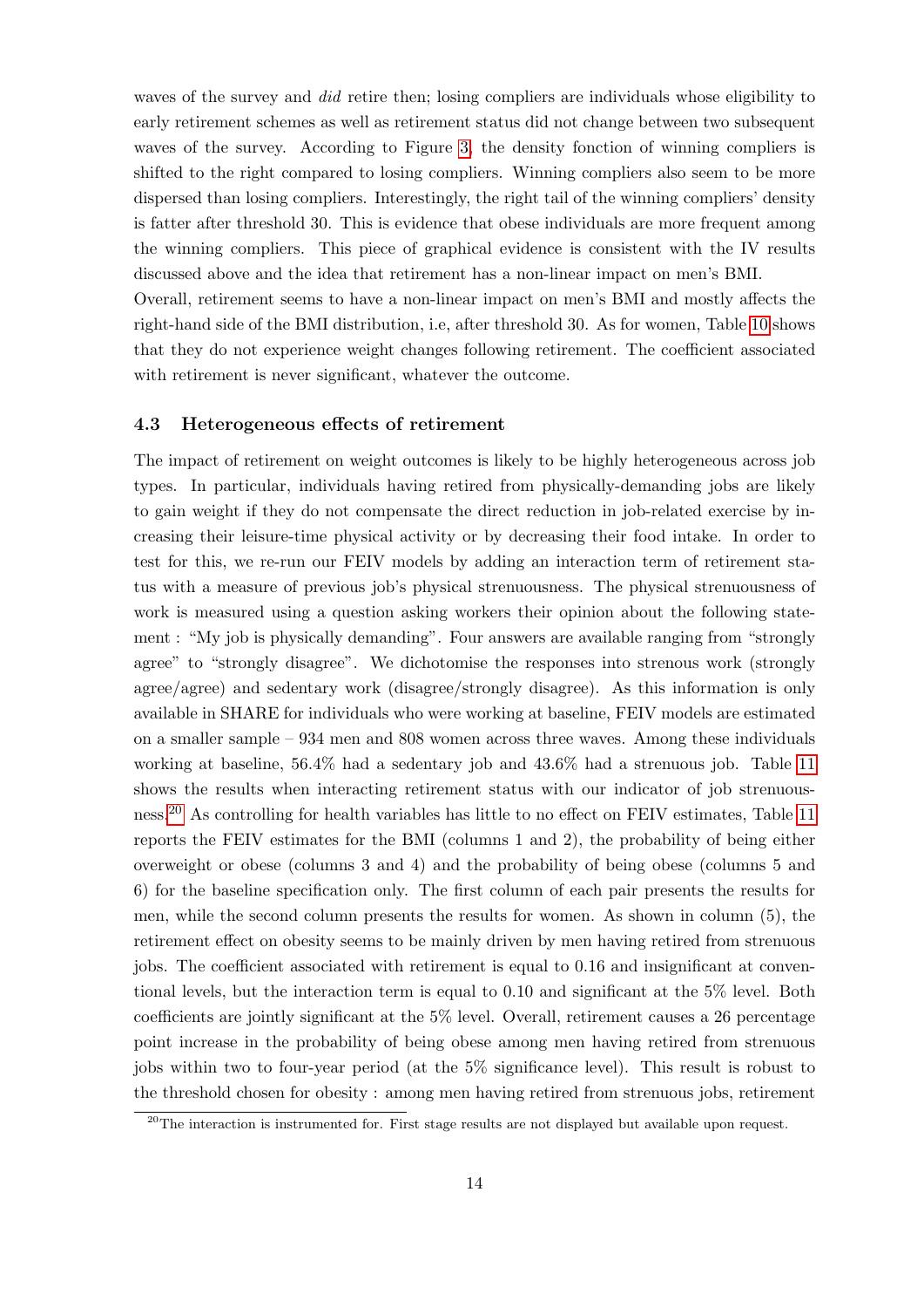waves of the survey and *did* retire then; losing compliers are individuals whose eligibility to early retirement schemes as well as retirement status did not change between two subsequent waves of the survey. According to Figure 3, the density fonction of winning compliers is shifted to the right compared to losing compliers. Winning compliers also seem to be more dispersed than losing compliers. Interestingly, the right tail of the winning compliers' density is fatter after threshold 30. This is evidence that obese individuals are more frequent among the winning compliers. This piece of graphical evidence is consistent with the IV results discussed above and the idea that retirement has a non-linear impact on men's BMI.

Overall, retirement seems to have a non-linear impact on men's BMI and mostly affects the right-hand side of the BMI distribution, i.e, after threshold 30. As for women, Table 10 shows that they do not experience weight changes following retirement. The coefficient associated with retirement is never significant, whatever the outcome.

### 4.3 Heterogeneous effects of retirement

The impact of retirement on weight outcomes is likely to be highly heterogeneous across job types. In particular, individuals having retired from physically-demanding jobs are likely to gain weight if they do not compensate the direct reduction in job-related exercise by increasing their leisure-time physical activity or by decreasing their food intake. In order to test for this, we re-run our FEIV models by adding an interaction term of retirement status with a measure of previous job's physical strenuousness. The physical strenuousness of work is measured using a question asking workers their opinion about the following statement : "My job is physically demanding". Four answers are available ranging from "strongly agree" to "strongly disagree". We dichotomise the responses into strenous work (strongly agree/agree) and sedentary work (disagree/strongly disagree). As this information is only available in SHARE for individuals who were working at baseline, FEIV models are estimated on a smaller sample – 934 men and 808 women across three waves. Among these individuals working at baseline, 56.4% had a sedentary job and 43.6% had a strenuous job. Table 11 shows the results when interacting retirement status with our indicator of job strenuousness.[20] As controlling for health variables has little to no effect on FEIV estimates, Table 11 reports the FEIV estimates for the BMI (columns 1 and 2), the probability of being either overweight or obese (columns 3 and 4) and the probability of being obese (columns 5 and 6) for the baseline specification only. The first column of each pair presents the results for men, while the second column presents the results for women. As shown in column (5), the retirement effect on obesity seems to be mainly driven by men having retired from strenuous jobs. The coefficient associated with retirement is equal to 0.16 and insignificant at conventional levels, but the interaction term is equal to 0.10 and significant at the 5% level. Both coefficients are jointly significant at the 5% level. Overall, retirement causes a 26 percentage point increase in the probability of being obese among men having retired from strenuous jobs within two to four-year period (at the 5% significance level). This result is robust to the threshold chosen for obesity : among men having retired from strenuous jobs, retirement

[20] The interaction is instrumented for. First stage results are not displayed but available upon request.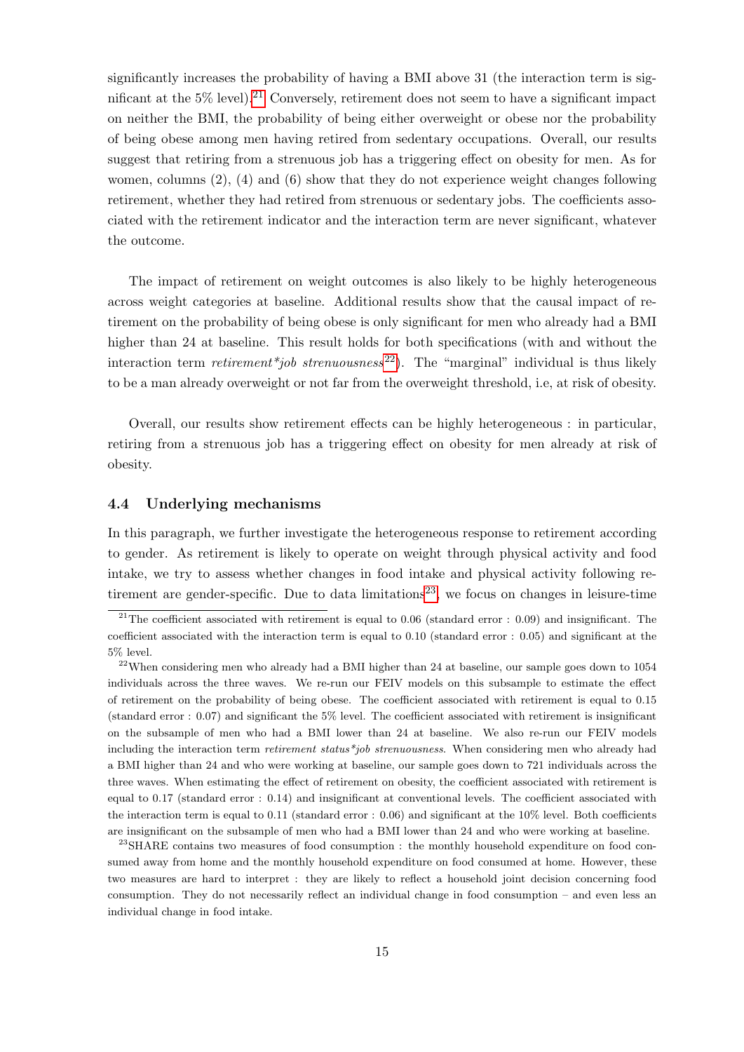significantly increases the probability of having a BMI above 31 (the interaction term is significant at the 5% level).[21] Conversely, retirement does not seem to have a significant impact on neither the BMI, the probability of being either overweight or obese nor the probability of being obese among men having retired from sedentary occupations. Overall, our results suggest that retiring from a strenuous job has a triggering effect on obesity for men. As for women, columns (2), (4) and (6) show that they do not experience weight changes following retirement, whether they had retired from strenuous or sedentary jobs. The coefficients associated with the retirement indicator and the interaction term are never significant, whatever the outcome.

The impact of retirement on weight outcomes is also likely to be highly heterogeneous across weight categories at baseline. Additional results show that the causal impact of retirement on the probability of being obese is only significant for men who already had a BMI higher than 24 at baseline. This result holds for both specifications (with and without the interaction term *retirement*job strenuousness*[22]). The "marginal" individual is thus likely to be a man already overweight or not far from the overweight threshold, i.e, at risk of obesity.

Overall, our results show retirement effects can be highly heterogeneous : in particular, retiring from a strenuous job has a triggering effect on obesity for men already at risk of obesity.

### 4.4 Underlying mechanisms

In this paragraph, we further investigate the heterogeneous response to retirement according to gender. As retirement is likely to operate on weight through physical activity and food intake, we try to assess whether changes in food intake and physical activity following retirement are gender-specific. Due to data limitations[23], we focus on changes in leisure-time

---

[21] The coefficient associated with retirement is equal to 0.06 (standard error : 0.09) and insignificant. The coefficient associated with the interaction term is equal to 0.10 (standard error : 0.05) and significant at the 5% level.

[22] When considering men who already had a BMI higher than 24 at baseline, our sample goes down to 1054 individuals across the three waves. We re-run our FEIV models on this subsample to estimate the effect of retirement on the probability of being obese. The coefficient associated with retirement is equal to 0.15 (standard error : 0.07) and significant the 5% level. The coefficient associated with retirement is insignificant on the subsample of men who had a BMI lower than 24 at baseline. We also re-run our FEIV models including the interaction term *retirement status*job strenuousness*. When considering men who already had a BMI higher than 24 and who were working at baseline, our sample goes down to 721 individuals across the three waves. When estimating the effect of retirement on obesity, the coefficient associated with retirement is equal to 0.17 (standard error : 0.14) and insignificant at conventional levels. The coefficient associated with the interaction term is equal to 0.11 (standard error : 0.06) and significant at the 10% level. Both coefficients are insignificant on the subsample of men who had a BMI lower than 24 and who were working at baseline.

[23] SHARE contains two measures of food consumption : the monthly household expenditure on food consumed away from home and the monthly household expenditure on food consumed at home. However, these two measures are hard to interpret : they are likely to reflect a household joint decision concerning food consumption. They do not necessarily reflect an individual change in food consumption – and even less an individual change in food intake.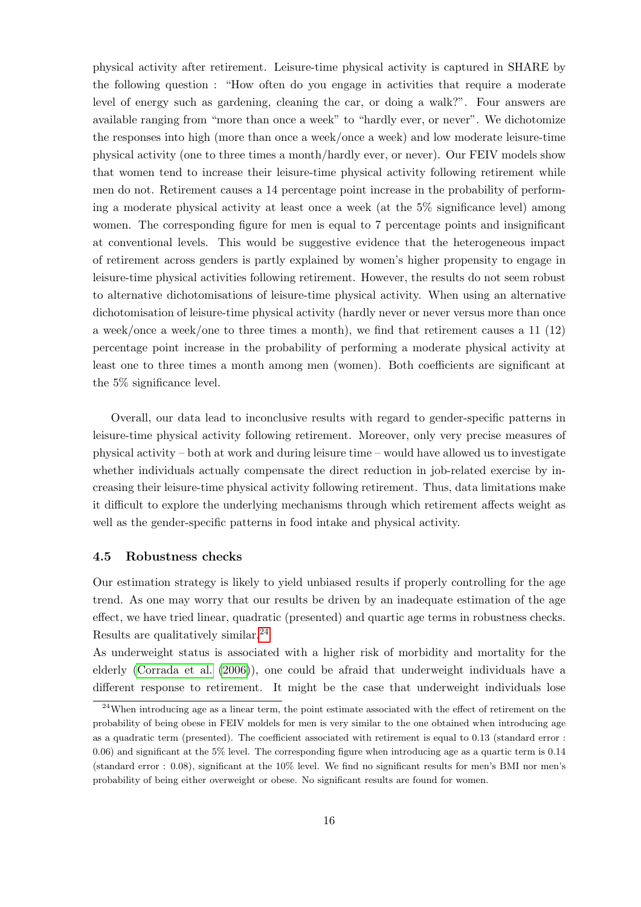physical activity after retirement. Leisure-time physical activity is captured in SHARE by the following question : "How often do you engage in activities that require a moderate level of energy such as gardening, cleaning the car, or doing a walk?". Four answers are available ranging from "more than once a week" to "hardly ever, or never". We dichotomize the responses into high (more than once a week/once a week) and low moderate leisure-time physical activity (one to three times a month/hardly ever, or never). Our FEIV models show that women tend to increase their leisure-time physical activity following retirement while men do not. Retirement causes a 14 percentage point increase in the probability of performing a moderate physical activity at least once a week (at the 5% significance level) among women. The corresponding figure for men is equal to 7 percentage points and insignificant at conventional levels. This would be suggestive evidence that the heterogeneous impact of retirement across genders is partly explained by women's higher propensity to engage in leisure-time physical activities following retirement. However, the results do not seem robust to alternative dichotomisations of leisure-time physical activity. When using an alternative dichotomisation of leisure-time physical activity (hardly never or never versus more than once a week/once a week/one to three times a month), we find that retirement causes a 11 (12) percentage point increase in the probability of performing a moderate physical activity at least one to three times a month among men (women). Both coefficients are significant at the 5% significance level.

Overall, our data lead to inconclusive results with regard to gender-specific patterns in leisure-time physical activity following retirement. Moreover, only very precise measures of physical activity – both at work and during leisure time – would have allowed us to investigate whether individuals actually compensate the direct reduction in job-related exercise by increasing their leisure-time physical activity following retirement. Thus, data limitations make it difficult to explore the underlying mechanisms through which retirement affects weight as well as the gender-specific patterns in food intake and physical activity.

### 4.5 Robustness checks

Our estimation strategy is likely to yield unbiased results if properly controlling for the age trend. As one may worry that our results be driven by an inadequate estimation of the age effect, we have tried linear, quadratic (presented) and quartic age terms in robustness checks. Results are qualitatively similar.[24]

As underweight status is associated with a higher risk of morbidity and mortality for the elderly (Corrada et al. (2006)), one could be afraid that underweight individuals have a different response to retirement. It might be the case that underweight individuals lose

[24] When introducing age as a linear term, the point estimate associated with the effect of retirement on the probability of being obese in FEIV moldels for men is very similar to the one obtained when introducing age as a quadratic term (presented). The coefficient associated with retirement is equal to 0.13 (standard error : 0.06) and significant at the 5% level. The corresponding figure when introducing age as a quartic term is 0.14 (standard error : 0.08), significant at the 10% level. We find no significant results for men's BMI nor men's probability of being either overweight or obese. No significant results are found for women.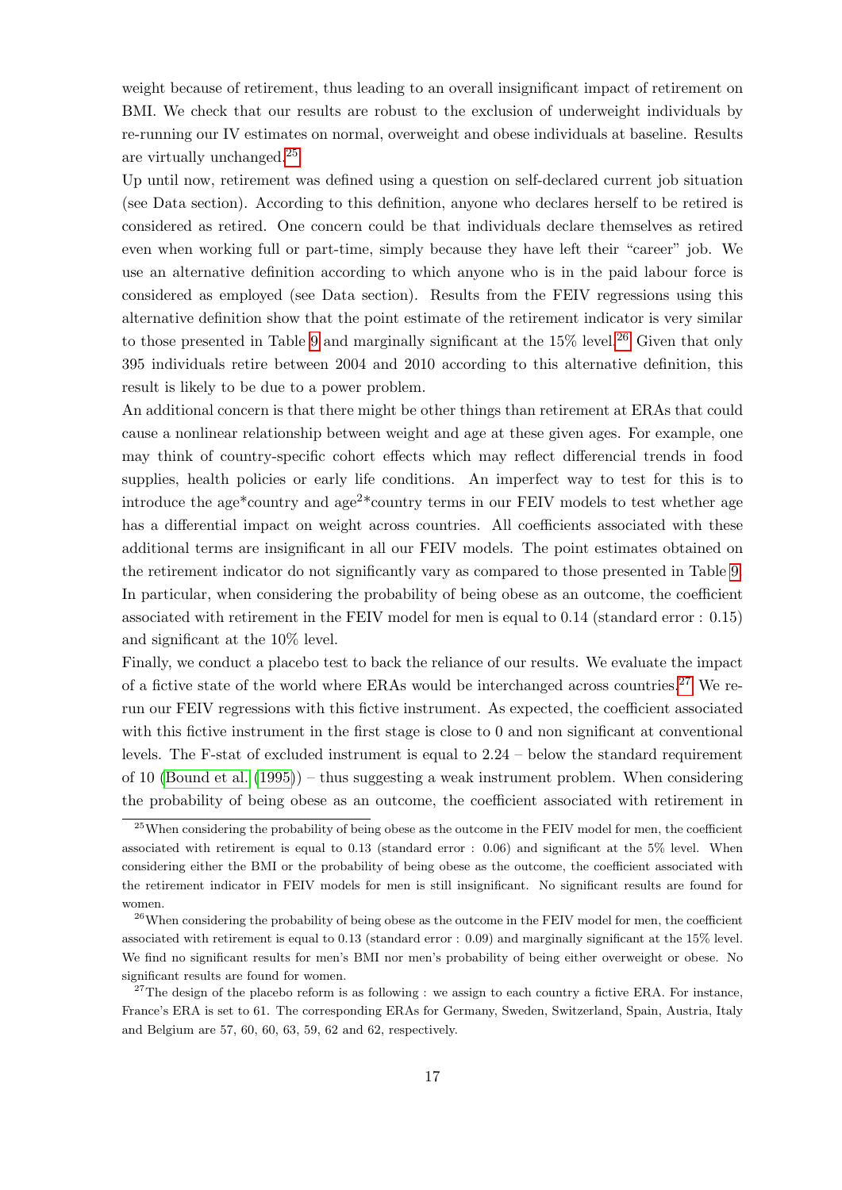weight because of retirement, thus leading to an overall insignificant impact of retirement on BMI. We check that our results are robust to the exclusion of underweight individuals by re-running our IV estimates on normal, overweight and obese individuals at baseline. Results are virtually unchanged.[25]

Up until now, retirement was defined using a question on self-declared current job situation (see Data section). According to this definition, anyone who declares herself to be retired is considered as retired. One concern could be that individuals declare themselves as retired even when working full or part-time, simply because they have left their "career" job. We use an alternative definition according to which anyone who is in the paid labour force is considered as employed (see Data section). Results from the FEIV regressions using this alternative definition show that the point estimate of the retirement indicator is very similar to those presented in Table 9 and marginally significant at the 15% level.[26] Given that only 395 individuals retire between 2004 and 2010 according to this alternative definition, this result is likely to be due to a power problem.

An additional concern is that there might be other things than retirement at ERAs that could cause a nonlinear relationship between weight and age at these given ages. For example, one may think of country-specific cohort effects which may reflect differencial trends in food supplies, health policies or early life conditions. An imperfect way to test for this is to introduce the age*country and age$^2$*country terms in our FEIV models to test whether age has a differential impact on weight across countries. All coefficients associated with these additional terms are insignificant in all our FEIV models. The point estimates obtained on the retirement indicator do not significantly vary as compared to those presented in Table 9. In particular, when considering the probability of being obese as an outcome, the coefficient associated with retirement in the FEIV model for men is equal to 0.14 (standard error : 0.15) and significant at the 10% level.

Finally, we conduct a placebo test to back the reliance of our results. We evaluate the impact of a fictive state of the world where ERAs would be interchanged across countries.[27] We re-run our FEIV regressions with this fictive instrument. As expected, the coefficient associated with this fictive instrument in the first stage is close to 0 and non significant at conventional levels. The F-stat of excluded instrument is equal to 2.24 – below the standard requirement of 10 (Bound et al. (1995)) – thus suggesting a weak instrument problem. When considering the probability of being obese as an outcome, the coefficient associated with retirement in

[25] When considering the probability of being obese as the outcome in the FEIV model for men, the coefficient associated with retirement is equal to 0.13 (standard error : 0.06) and significant at the 5% level. When considering either the BMI or the probability of being obese as the outcome, the coefficient associated with the retirement indicator in FEIV models for men is still insignificant. No significant results are found for women.

[26] When considering the probability of being obese as the outcome in the FEIV model for men, the coefficient associated with retirement is equal to 0.13 (standard error : 0.09) and marginally significant at the 15% level. We find no significant results for men's BMI nor men's probability of being either overweight or obese. No significant results are found for women.

[27] The design of the placebo reform is as following : we assign to each country a fictive ERA. For instance, France's ERA is set to 61. The corresponding ERAs for Germany, Sweden, Switzerland, Spain, Austria, Italy and Belgium are 57, 60, 60, 63, 59, 62 and 62, respectively.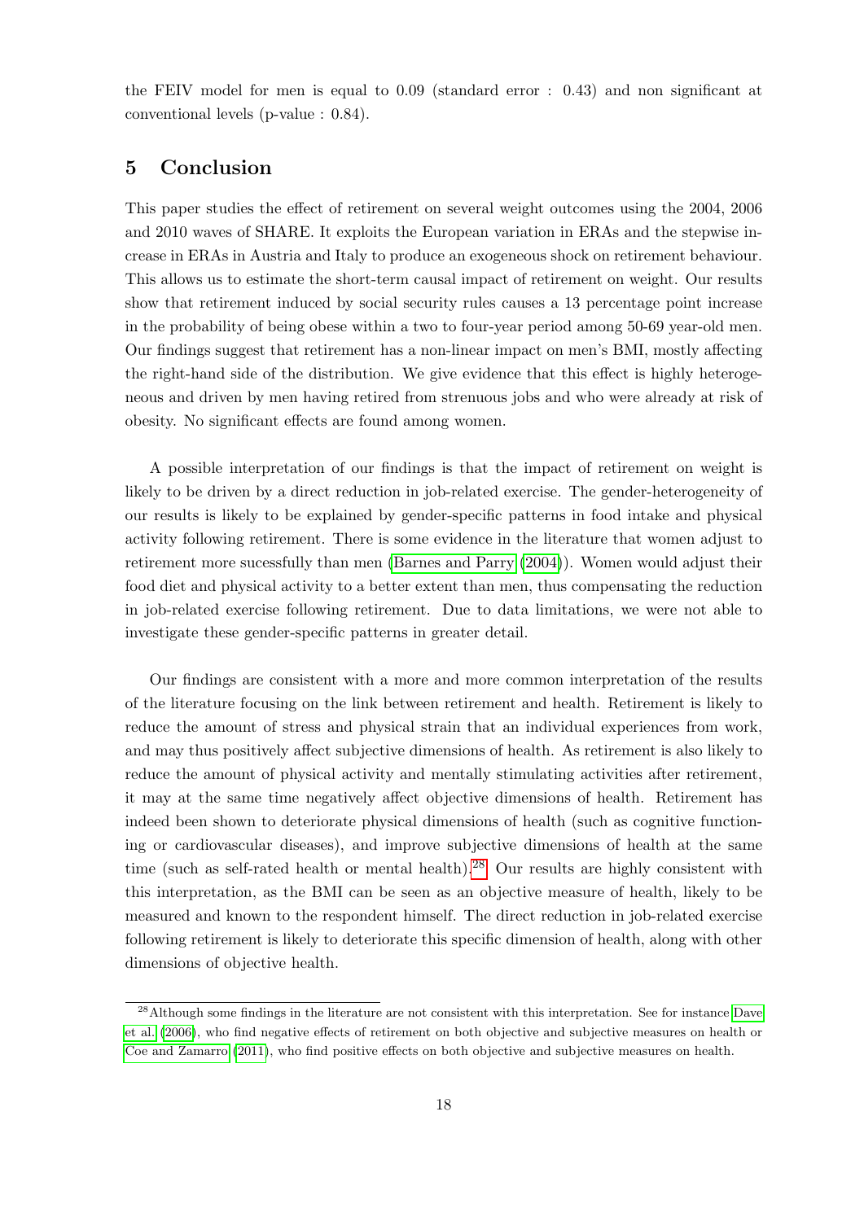the FEIV model for men is equal to 0.09 (standard error : 0.43) and non significant at conventional levels (p-value : 0.84).

## 5 Conclusion

This paper studies the effect of retirement on several weight outcomes using the 2004, 2006 and 2010 waves of SHARE. It exploits the European variation in ERAs and the stepwise increase in ERAs in Austria and Italy to produce an exogeneous shock on retirement behaviour. This allows us to estimate the short-term causal impact of retirement on weight. Our results show that retirement induced by social security rules causes a 13 percentage point increase in the probability of being obese within a two to four-year period among 50-69 year-old men. Our findings suggest that retirement has a non-linear impact on men's BMI, mostly affecting the right-hand side of the distribution. We give evidence that this effect is highly heterogeneous and driven by men having retired from strenuous jobs and who were already at risk of obesity. No significant effects are found among women.

A possible interpretation of our findings is that the impact of retirement on weight is likely to be driven by a direct reduction in job-related exercise. The gender-heterogeneity of our results is likely to be explained by gender-specific patterns in food intake and physical activity following retirement. There is some evidence in the literature that women adjust to retirement more sucessfully than men (Barnes and Parry (2004)). Women would adjust their food diet and physical activity to a better extent than men, thus compensating the reduction in job-related exercise following retirement. Due to data limitations, we were not able to investigate these gender-specific patterns in greater detail.

Our findings are consistent with a more and more common interpretation of the results of the literature focusing on the link between retirement and health. Retirement is likely to reduce the amount of stress and physical strain that an individual experiences from work, and may thus positively affect subjective dimensions of health. As retirement is also likely to reduce the amount of physical activity and mentally stimulating activities after retirement, it may at the same time negatively affect objective dimensions of health. Retirement has indeed been shown to deteriorate physical dimensions of health (such as cognitive functioning or cardiovascular diseases), and improve subjective dimensions of health at the same time (such as self-rated health or mental health).[28] Our results are highly consistent with this interpretation, as the BMI can be seen as an objective measure of health, likely to be measured and known to the respondent himself. The direct reduction in job-related exercise following retirement is likely to deteriorate this specific dimension of health, along with other dimensions of objective health.

[28] Although some findings in the literature are not consistent with this interpretation. See for instance Dave et al. (2006), who find negative effects of retirement on both objective and subjective measures on health or Coe and Zamarro (2011), who find positive effects on both objective and subjective measures on health.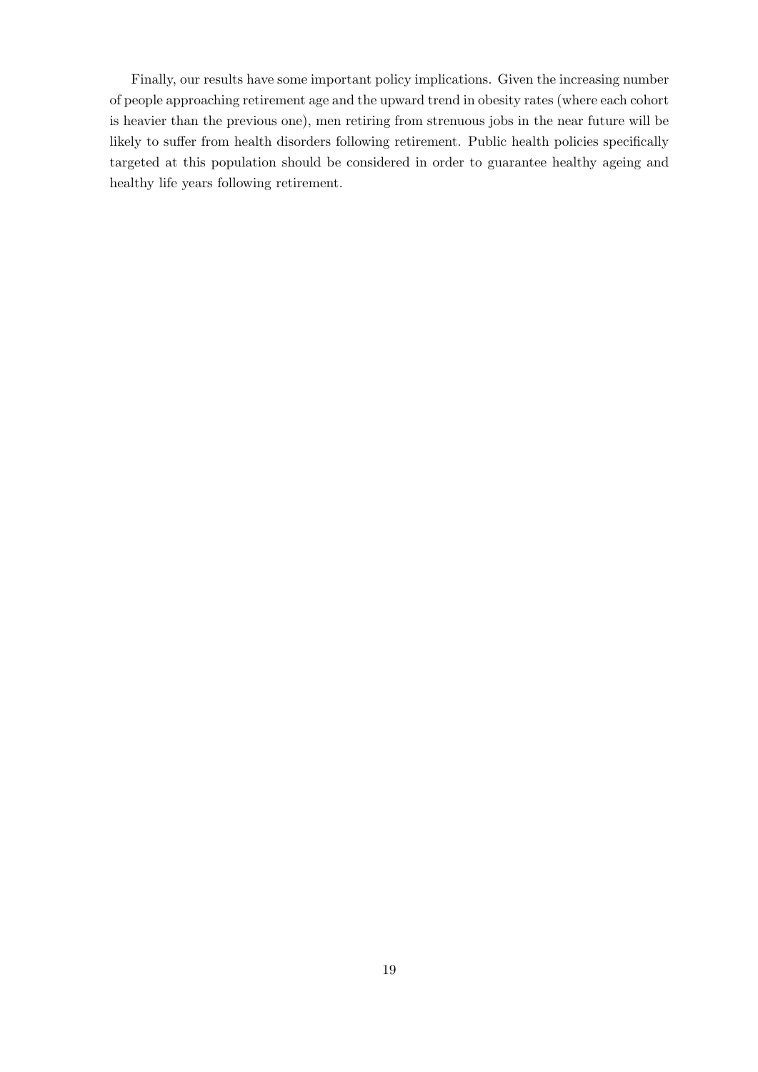Finally, our results have some important policy implications. Given the increasing number of people approaching retirement age and the upward trend in obesity rates (where each cohort is heavier than the previous one), men retiring from strenuous jobs in the near future will be likely to suffer from health disorders following retirement. Public health policies specifically targeted at this population should be considered in order to guarantee healthy ageing and healthy life years following retirement.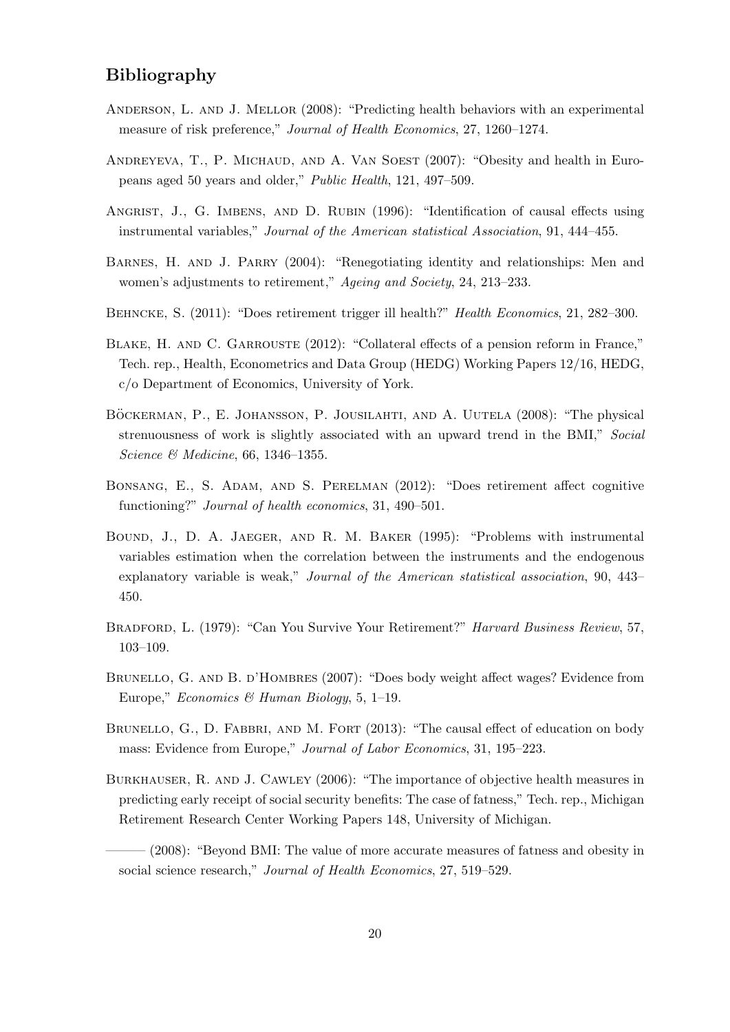## Bibliography

Anderson, L. and J. Mellor (2008): "Predicting health behaviors with an experimental measure of risk preference," *Journal of Health Economics*, 27, 1260–1274.

Andreyeva, T., P. Michaud, and A. Van Soest (2007): "Obesity and health in Europeans aged 50 years and older," *Public Health*, 121, 497–509.

Angrist, J., G. Imbens, and D. Rubin (1996): "Identification of causal effects using instrumental variables," *Journal of the American statistical Association*, 91, 444–455.

Barnes, H. and J. Parry (2004): "Renegotiating identity and relationships: Men and women's adjustments to retirement," *Ageing and Society*, 24, 213–233.

Behncke, S. (2011): "Does retirement trigger ill health?" *Health Economics*, 21, 282–300.

Blake, H. and C. Garrouste (2012): "Collateral effects of a pension reform in France," Tech. rep., Health, Econometrics and Data Group (HEDG) Working Papers 12/16, HEDG, c/o Department of Economics, University of York.

Böckerman, P., E. Johansson, P. Jousilahti, and A. Uutela (2008): "The physical strenuousness of work is slightly associated with an upward trend in the BMI," *Social Science & Medicine*, 66, 1346–1355.

Bonsang, E., S. Adam, and S. Perelman (2012): "Does retirement affect cognitive functioning?" *Journal of health economics*, 31, 490–501.

Bound, J., D. A. Jaeger, and R. M. Baker (1995): "Problems with instrumental variables estimation when the correlation between the instruments and the endogenous explanatory variable is weak," *Journal of the American statistical association*, 90, 443–450.

Bradford, L. (1979): "Can You Survive Your Retirement?" *Harvard Business Review*, 57, 103–109.

Brunello, G. and B. d'Hombres (2007): "Does body weight affect wages? Evidence from Europe," *Economics & Human Biology*, 5, 1–19.

Brunello, G., D. Fabbri, and M. Fort (2013): "The causal effect of education on body mass: Evidence from Europe," *Journal of Labor Economics*, 31, 195–223.

Burkhauser, R. and J. Cawley (2006): "The importance of objective health measures in predicting early receipt of social security benefits: The case of fatness," Tech. rep., Michigan Retirement Research Center Working Papers 148, University of Michigan.

——— (2008): "Beyond BMI: The value of more accurate measures of fatness and obesity in social science research," *Journal of Health Economics*, 27, 519–529.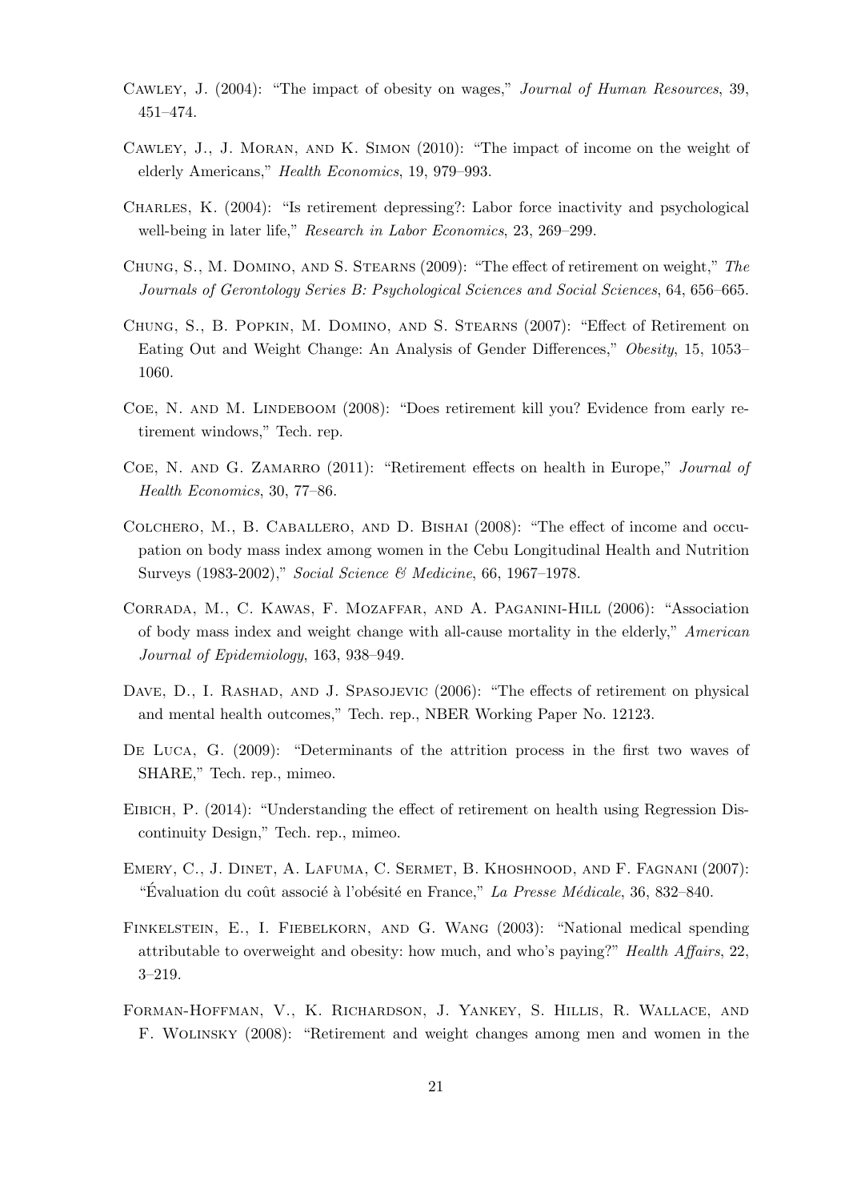Cawley, J. (2004): "The impact of obesity on wages," *Journal of Human Resources*, 39, 451–474.

Cawley, J., J. Moran, and K. Simon (2010): "The impact of income on the weight of elderly Americans," *Health Economics*, 19, 979–993.

Charles, K. (2004): "Is retirement depressing?: Labor force inactivity and psychological well-being in later life," *Research in Labor Economics*, 23, 269–299.

Chung, S., M. Domino, and S. Stearns (2009): "The effect of retirement on weight," *The Journals of Gerontology Series B: Psychological Sciences and Social Sciences*, 64, 656–665.

Chung, S., B. Popkin, M. Domino, and S. Stearns (2007): "Effect of Retirement on Eating Out and Weight Change: An Analysis of Gender Differences," *Obesity*, 15, 1053–1060.

Coe, N. and M. Lindeboom (2008): "Does retirement kill you? Evidence from early retirement windows," Tech. rep.

Coe, N. and G. Zamarro (2011): "Retirement effects on health in Europe," *Journal of Health Economics*, 30, 77–86.

Colchero, M., B. Caballero, and D. Bishai (2008): "The effect of income and occupation on body mass index among women in the Cebu Longitudinal Health and Nutrition Surveys (1983-2002)," *Social Science & Medicine*, 66, 1967–1978.

Corrada, M., C. Kawas, F. Mozaffar, and A. Paganini-Hill (2006): "Association of body mass index and weight change with all-cause mortality in the elderly," *American Journal of Epidemiology*, 163, 938–949.

Dave, D., I. Rashad, and J. Spasojevic (2006): "The effects of retirement on physical and mental health outcomes," Tech. rep., NBER Working Paper No. 12123.

De Luca, G. (2009): "Determinants of the attrition process in the first two waves of SHARE," Tech. rep., mimeo.

Eibich, P. (2014): "Understanding the effect of retirement on health using Regression Discontinuity Design," Tech. rep., mimeo.

Emery, C., J. Dinet, A. Lafuma, C. Sermet, B. Khoshnood, and F. Fagnani (2007): "Évaluation du coût associé à l'obésité en France," *La Presse Médicale*, 36, 832–840.

Finkelstein, E., I. Fiebelkorn, and G. Wang (2003): "National medical spending attributable to overweight and obesity: how much, and who's paying?" *Health Affairs*, 22, 3–219.

Forman-Hoffman, V., K. Richardson, J. Yankey, S. Hillis, R. Wallace, and F. Wolinsky (2008): "Retirement and weight changes among men and women in the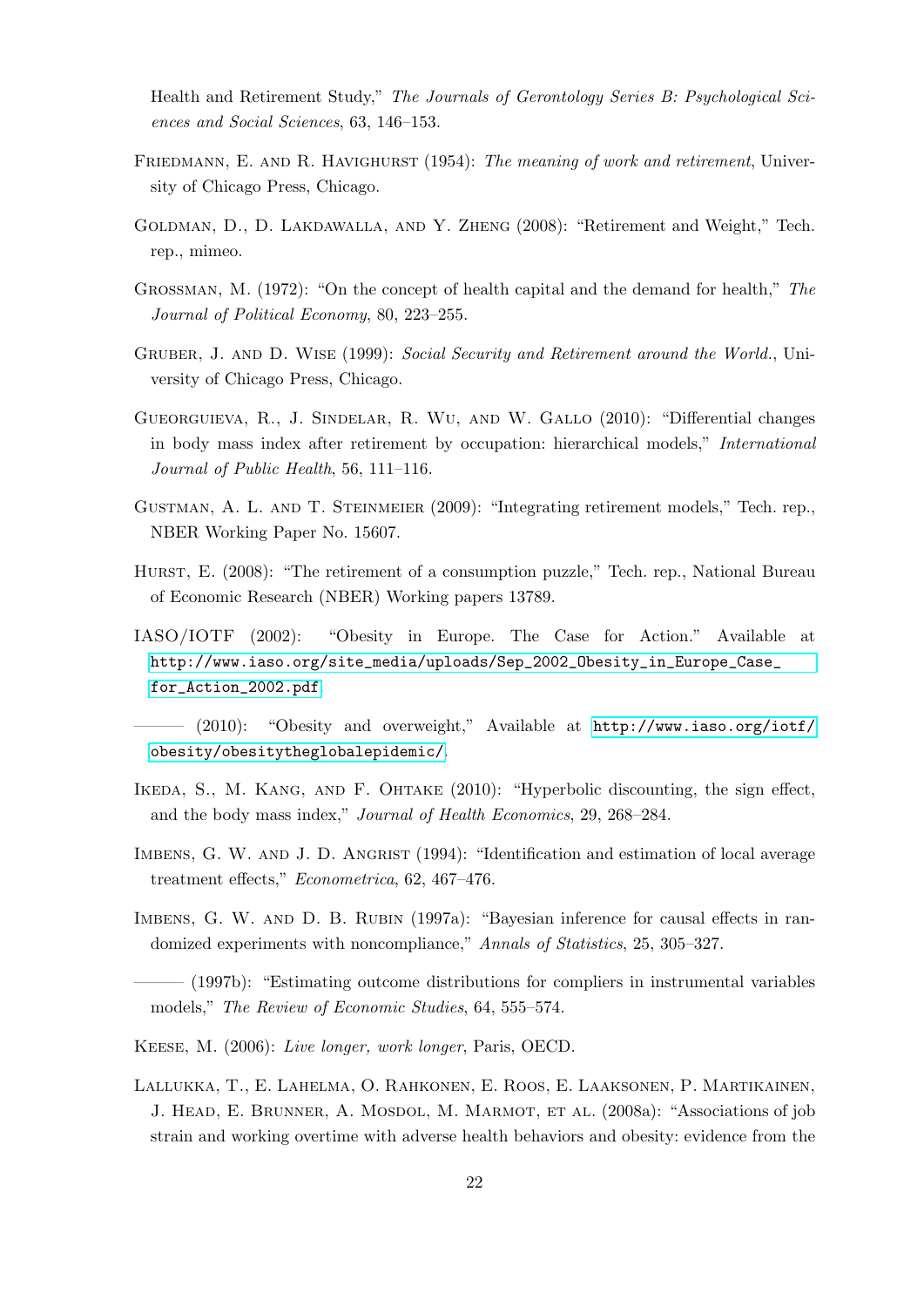Health and Retirement Study," *The Journals of Gerontology Series B: Psychological Sciences and Social Sciences*, 63, 146–153.

Friedmann, E. and R. Havighurst (1954): *The meaning of work and retirement*, University of Chicago Press, Chicago.

Goldman, D., D. Lakdawalla, and Y. Zheng (2008): "Retirement and Weight," Tech. rep., mimeo.

Grossman, M. (1972): "On the concept of health capital and the demand for health," *The Journal of Political Economy*, 80, 223–255.

Gruber, J. and D. Wise (1999): *Social Security and Retirement around the World.*, University of Chicago Press, Chicago.

Gueorguieva, R., J. Sindelar, R. Wu, and W. Gallo (2010): "Differential changes in body mass index after retirement by occupation: hierarchical models," *International Journal of Public Health*, 56, 111–116.

Gustman, A. L. and T. Steinmeier (2009): "Integrating retirement models," Tech. rep., NBER Working Paper No. 15607.

Hurst, E. (2008): "The retirement of a consumption puzzle," Tech. rep., National Bureau of Economic Research (NBER) Working papers 13789.

IASO/IOTF (2002): "Obesity in Europe. The Case for Action." Available at http://www.iaso.org/site_media/uploads/Sep_2002_Obesity_in_Europe_Case_for_Action_2002.pdf.

——— (2010): "Obesity and overweight," Available at http://www.iaso.org/iotf/obesity/obesitytheglobalepidemic/.

Ikeda, S., M. Kang, and F. Ohtake (2010): "Hyperbolic discounting, the sign effect, and the body mass index," *Journal of Health Economics*, 29, 268–284.

Imbens, G. W. and J. D. Angrist (1994): "Identification and estimation of local average treatment effects," *Econometrica*, 62, 467–476.

Imbens, G. W. and D. B. Rubin (1997a): "Bayesian inference for causal effects in randomized experiments with noncompliance," *Annals of Statistics*, 25, 305–327.

——— (1997b): "Estimating outcome distributions for compliers in instrumental variables models," *The Review of Economic Studies*, 64, 555–574.

Keese, M. (2006): *Live longer, work longer*, Paris, OECD.

Lallukka, T., E. Lahelma, O. Rahkonen, E. Roos, E. Laaksonen, P. Martikainen, J. Head, E. Brunner, A. Mosdol, M. Marmot, et al. (2008a): "Associations of job strain and working overtime with adverse health behaviors and obesity: evidence from the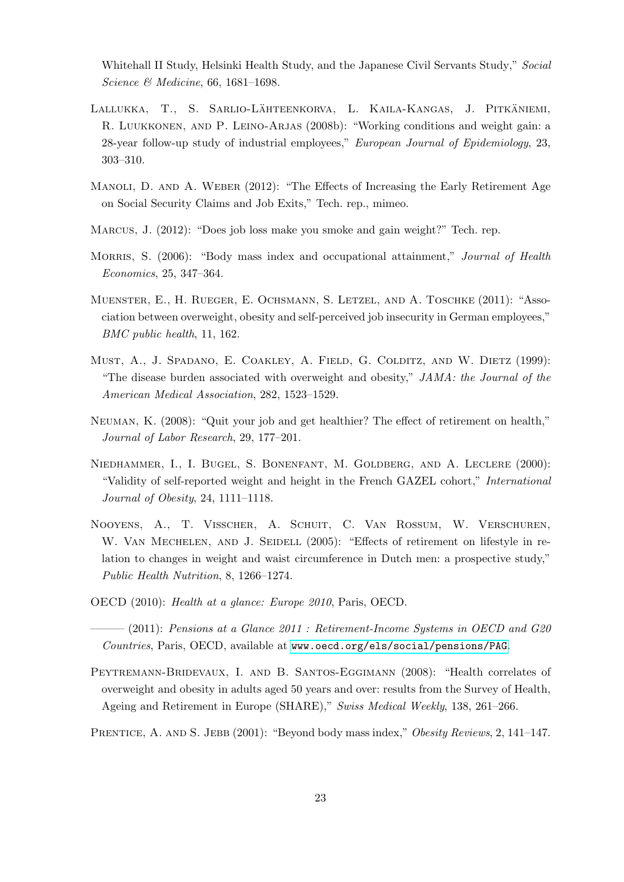Whitehall II Study, Helsinki Health Study, and the Japanese Civil Servants Study," *Social Science & Medicine*, 66, 1681–1698.

Lallukka, T., S. Sarlio-Lähteenkorva, L. Kaila-Kangas, J. Pitkäniemi, R. Luukkonen, and P. Leino-Arjas (2008b): "Working conditions and weight gain: a 28-year follow-up study of industrial employees," *European Journal of Epidemiology*, 23, 303–310.

Manoli, D. and A. Weber (2012): "The Effects of Increasing the Early Retirement Age on Social Security Claims and Job Exits," Tech. rep., mimeo.

Marcus, J. (2012): "Does job loss make you smoke and gain weight?" Tech. rep.

Morris, S. (2006): "Body mass index and occupational attainment," *Journal of Health Economics*, 25, 347–364.

Muenster, E., H. Rueger, E. Ochsmann, S. Letzel, and A. Toschke (2011): "Association between overweight, obesity and self-perceived job insecurity in German employees," *BMC public health*, 11, 162.

Must, A., J. Spadano, E. Coakley, A. Field, G. Colditz, and W. Dietz (1999): "The disease burden associated with overweight and obesity," *JAMA: the Journal of the American Medical Association*, 282, 1523–1529.

Neuman, K. (2008): "Quit your job and get healthier? The effect of retirement on health," *Journal of Labor Research*, 29, 177–201.

Niedhammer, I., I. Bugel, S. Bonenfant, M. Goldberg, and A. Leclere (2000): "Validity of self-reported weight and height in the French GAZEL cohort," *International Journal of Obesity*, 24, 1111–1118.

Nooyens, A., T. Visscher, A. Schuit, C. Van Rossum, W. Verschuren, W. Van Mechelen, and J. Seidell (2005): "Effects of retirement on lifestyle in relation to changes in weight and waist circumference in Dutch men: a prospective study," *Public Health Nutrition*, 8, 1266–1274.

OECD (2010): *Health at a glance: Europe 2010*, Paris, OECD.

——— (2011): *Pensions at a Glance 2011 : Retirement-Income Systems in OECD and G20 Countries*, Paris, OECD, available at www.oecd.org/els/social/pensions/PAG.

Peytremann-Bridevaux, I. and B. Santos-Eggimann (2008): "Health correlates of overweight and obesity in adults aged 50 years and over: results from the Survey of Health, Ageing and Retirement in Europe (SHARE)," *Swiss Medical Weekly*, 138, 261–266.

Prentice, A. and S. Jebb (2001): "Beyond body mass index," *Obesity Reviews*, 2, 141–147.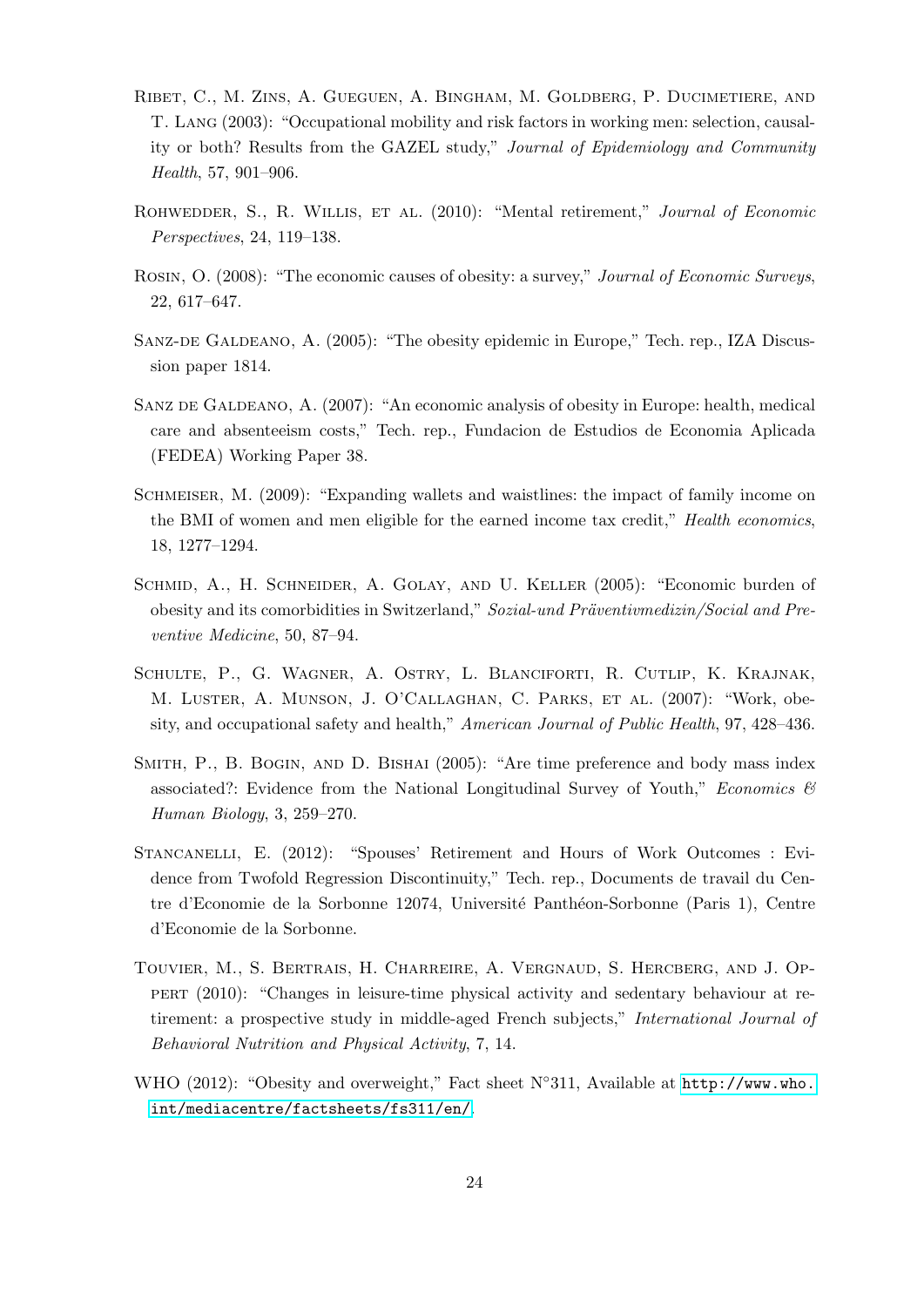Ribet, C., M. Zins, A. Gueguen, A. Bingham, M. Goldberg, P. Ducimetiere, and T. Lang (2003): "Occupational mobility and risk factors in working men: selection, causality or both? Results from the GAZEL study," *Journal of Epidemiology and Community Health*, 57, 901–906.

Rohwedder, S., R. Willis, et al. (2010): "Mental retirement," *Journal of Economic Perspectives*, 24, 119–138.

Rosin, O. (2008): "The economic causes of obesity: a survey," *Journal of Economic Surveys*, 22, 617–647.

Sanz-de Galdeano, A. (2005): "The obesity epidemic in Europe," Tech. rep., IZA Discussion paper 1814.

Sanz de Galdeano, A. (2007): "An economic analysis of obesity in Europe: health, medical care and absenteeism costs," Tech. rep., Fundacion de Estudios de Economia Aplicada (FEDEA) Working Paper 38.

Schmeiser, M. (2009): "Expanding wallets and waistlines: the impact of family income on the BMI of women and men eligible for the earned income tax credit," *Health economics*, 18, 1277–1294.

Schmid, A., H. Schneider, A. Golay, and U. Keller (2005): "Economic burden of obesity and its comorbidities in Switzerland," *Sozial-und Präventivmedizin/Social and Preventive Medicine*, 50, 87–94.

Schulte, P., G. Wagner, A. Ostry, L. Blanciforti, R. Cutlip, K. Krajnak, M. Luster, A. Munson, J. O'Callaghan, C. Parks, et al. (2007): "Work, obesity, and occupational safety and health," *American Journal of Public Health*, 97, 428–436.

Smith, P., B. Bogin, and D. Bishai (2005): "Are time preference and body mass index associated?: Evidence from the National Longitudinal Survey of Youth," *Economics & Human Biology*, 3, 259–270.

Stancanelli, E. (2012): "Spouses' Retirement and Hours of Work Outcomes : Evidence from Twofold Regression Discontinuity," Tech. rep., Documents de travail du Centre d'Economie de la Sorbonne 12074, Université Panthéon-Sorbonne (Paris 1), Centre d'Economie de la Sorbonne.

Touvier, M., S. Bertrais, H. Charreire, A. Vergnaud, S. Hercberg, and J. Oppert (2010): "Changes in leisure-time physical activity and sedentary behaviour at retirement: a prospective study in middle-aged French subjects," *International Journal of Behavioral Nutrition and Physical Activity*, 7, 14.

WHO (2012): "Obesity and overweight," Fact sheet N°311, Available at http://www.who.int/mediacentre/factsheets/fs311/en/.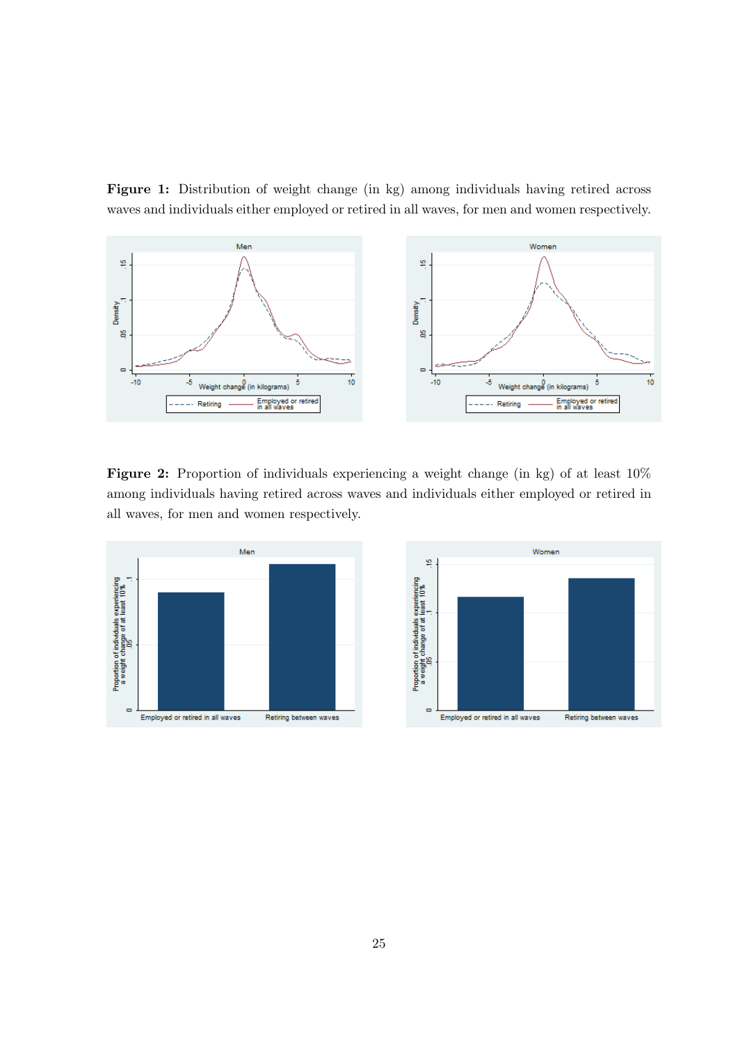**Figure 1:** Distribution of weight change (in kg) among individuals having retired across waves and individuals either employed or retired in all waves, for men and women respectively.

**Figure 2:** Proportion of individuals experiencing a weight change (in kg) of at least 10% among individuals having retired across waves and individuals either employed or retired in all waves, for men and women respectively.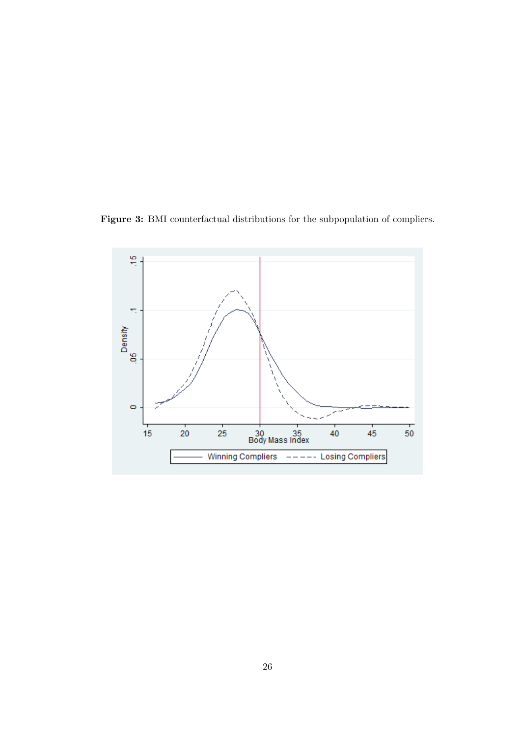**Figure 3:** BMI counterfactual distributions for the subpopulation of compliers.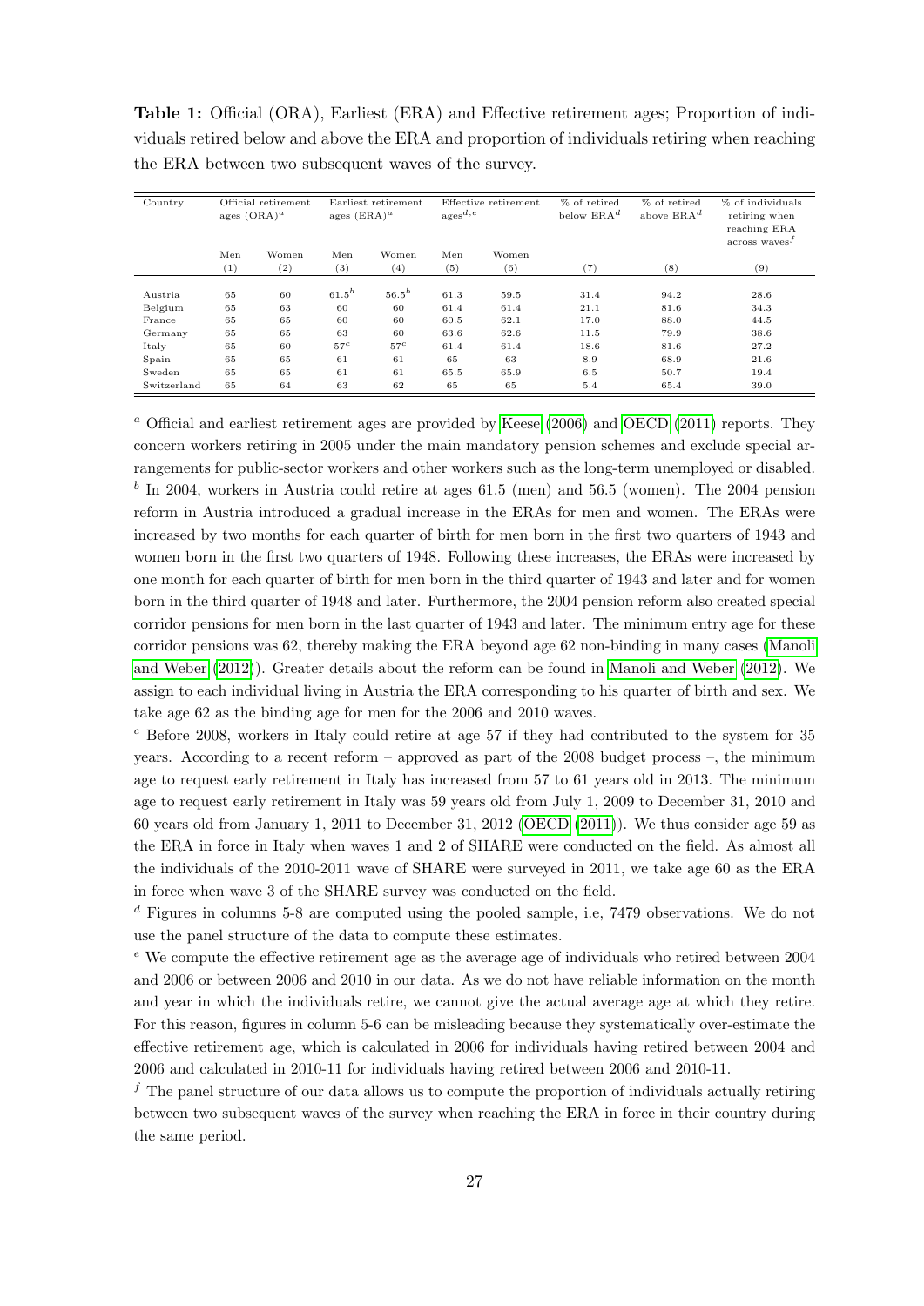**Table 1:** Official (ORA), Earliest (ERA) and Effective retirement ages; Proportion of individuals retired below and above the ERA and proportion of individuals retiring when reaching the ERA between two subsequent waves of the survey.

| Country | Official retirement ages (ORA)[a] | | Earliest retirement ages (ERA)[a] | | Effective retirement ages[d,e] | | % of retired below ERA[d] | % of retired above ERA[d] | % of individuals retiring when reaching ERA across waves[f] |
|---|---|---|---|---|---|---|---|---|---|
| | Men | Women | Men | Women | Men | Women | | | |
| | (1) | (2) | (3) | (4) | (5) | (6) | (7) | (8) | (9) |
| Austria | 65 | 60 | 61.5[b] | 56.5[b] | 61.3 | 59.5 | 31.4 | 94.2 | 28.6 |
| Belgium | 65 | 63 | 60 | 60 | 61.4 | 61.4 | 21.1 | 81.6 | 34.3 |
| France | 65 | 65 | 60 | 60 | 60.5 | 62.1 | 17.0 | 88.0 | 44.5 |
| Germany | 65 | 65 | 63 | 60 | 63.6 | 62.6 | 11.5 | 79.9 | 38.6 |
| Italy | 65 | 60 | 57[c] | 57[c] | 61.4 | 61.4 | 18.6 | 81.6 | 27.2 |
| Spain | 65 | 65 | 61 | 61 | 65 | 63 | 8.9 | 68.9 | 21.6 |
| Sweden | 65 | 65 | 61 | 61 | 65.5 | 65.9 | 6.5 | 50.7 | 19.4 |
| Switzerland | 65 | 64 | 63 | 62 | 65 | 65 | 5.4 | 65.4 | 39.0 |

[a] Official and earliest retirement ages are provided by Keese (2006) and OECD (2011) reports. They concern workers retiring in 2005 under the main mandatory pension schemes and exclude special arrangements for public-sector workers and other workers such as the long-term unemployed or disabled.

[b] In 2004, workers in Austria could retire at ages 61.5 (men) and 56.5 (women). The 2004 pension reform in Austria introduced a gradual increase in the ERAs for men and women. The ERAs were increased by two months for each quarter of birth for men born in the first two quarters of 1943 and women born in the first two quarters of 1948. Following these increases, the ERAs were increased by one month for each quarter of birth for men born in the third quarter of 1943 and later and for women born in the third quarter of 1948 and later. Furthermore, the 2004 pension reform also created special corridor pensions for men born in the last quarter of 1943 and later. The minimum entry age for these corridor pensions was 62, thereby making the ERA beyond age 62 non-binding in many cases (Manoli and Weber (2012)). Greater details about the reform can be found in Manoli and Weber (2012). We assign to each individual living in Austria the ERA corresponding to his quarter of birth and sex. We take age 62 as the binding age for men for the 2006 and 2010 waves.

[c] Before 2008, workers in Italy could retire at age 57 if they had contributed to the system for 35 years. According to a recent reform – approved as part of the 2008 budget process –, the minimum age to request early retirement in Italy has increased from 57 to 61 years old in 2013. The minimum age to request early retirement in Italy was 59 years old from July 1, 2009 to December 31, 2010 and 60 years old from January 1, 2011 to December 31, 2012 (OECD (2011)). We thus consider age 59 as the ERA in force in Italy when waves 1 and 2 of SHARE were conducted on the field. As almost all the individuals of the 2010-2011 wave of SHARE were surveyed in 2011, we take age 60 as the ERA in force when wave 3 of the SHARE survey was conducted on the field.

[d] Figures in columns 5-8 are computed using the pooled sample, i.e, 7479 observations. We do not use the panel structure of the data to compute these estimates.

[e] We compute the effective retirement age as the average age of individuals who retired between 2004 and 2006 or between 2006 and 2010 in our data. As we do not have reliable information on the month and year in which the individuals retire, we cannot give the actual average age at which they retire. For this reason, figures in column 5-6 can be misleading because they systematically over-estimate the effective retirement age, which is calculated in 2006 for individuals having retired between 2004 and 2006 and calculated in 2010-11 for individuals having retired between 2006 and 2010-11.

[f] The panel structure of our data allows us to compute the proportion of individuals actually retiring between two subsequent waves of the survey when reaching the ERA in force in their country during the same period.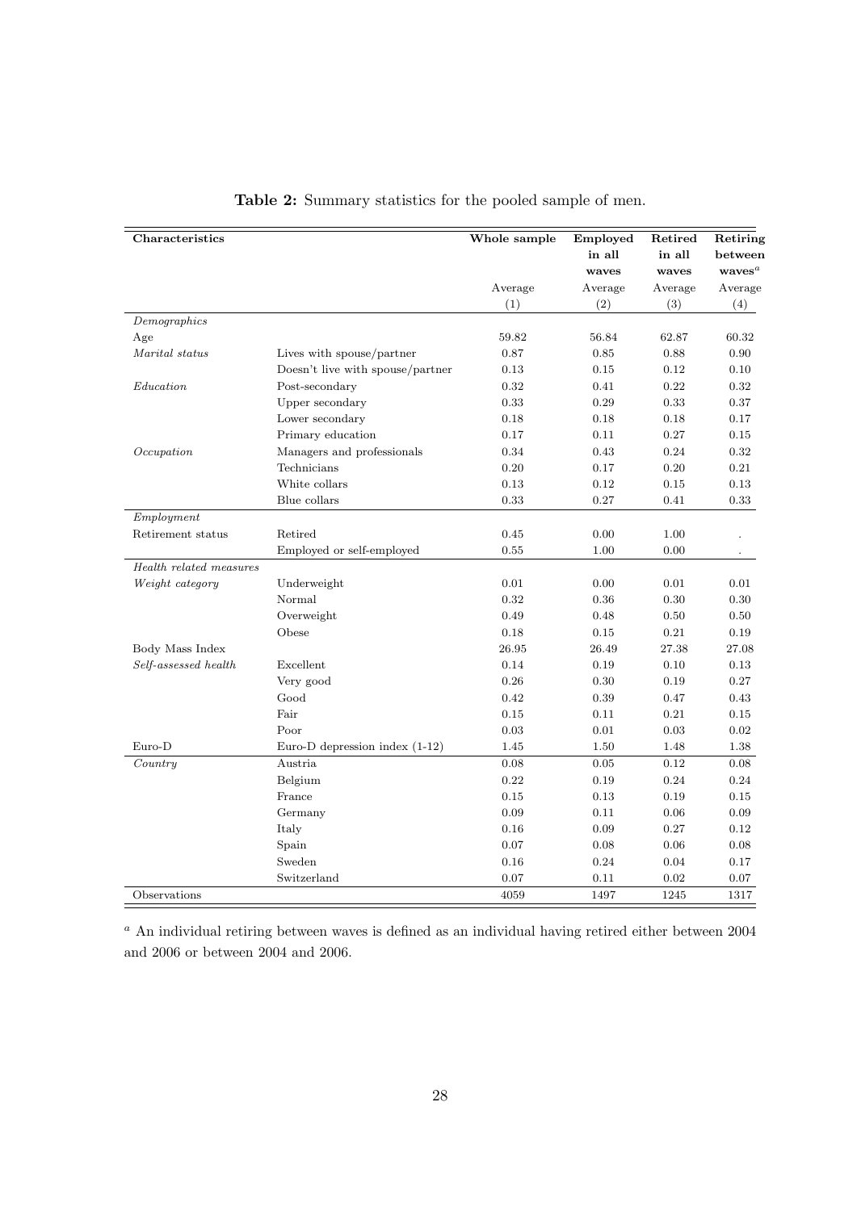**Table 2:** Summary statistics for the pooled sample of men.

| Characteristics | | Whole sample | Employed in all waves | Retired in all waves | Retiring between waves[a] |
|---|---|---|---|---|---|
| | | Average | Average | Average | Average |
| | | (1) | (2) | (3) | (4) |
| *Demographics* | | | | | |
| Age | | 59.82 | 56.84 | 62.87 | 60.32 |
| *Marital status* | Lives with spouse/partner | 0.87 | 0.85 | 0.88 | 0.90 |
| | Doesn't live with spouse/partner | 0.13 | 0.15 | 0.12 | 0.10 |
| *Education* | Post-secondary | 0.32 | 0.41 | 0.22 | 0.32 |
| | Upper secondary | 0.33 | 0.29 | 0.33 | 0.37 |
| | Lower secondary | 0.18 | 0.18 | 0.18 | 0.17 |
| | Primary education | 0.17 | 0.11 | 0.27 | 0.15 |
| *Occupation* | Managers and professionals | 0.34 | 0.43 | 0.24 | 0.32 |
| | Technicians | 0.20 | 0.17 | 0.20 | 0.21 |
| | White collars | 0.13 | 0.12 | 0.15 | 0.13 |
| | Blue collars | 0.33 | 0.27 | 0.41 | 0.33 |
| *Employment* | | | | | |
| Retirement status | Retired | 0.45 | 0.00 | 1.00 | . |
| | Employed or self-employed | 0.55 | 1.00 | 0.00 | . |
| *Health related measures* | | | | | |
| *Weight category* | Underweight | 0.01 | 0.00 | 0.01 | 0.01 |
| | Normal | 0.32 | 0.36 | 0.30 | 0.30 |
| | Overweight | 0.49 | 0.48 | 0.50 | 0.50 |
| | Obese | 0.18 | 0.15 | 0.21 | 0.19 |
| Body Mass Index | | 26.95 | 26.49 | 27.38 | 27.08 |
| *Self-assessed health* | Excellent | 0.14 | 0.19 | 0.10 | 0.13 |
| | Very good | 0.26 | 0.30 | 0.19 | 0.27 |
| | Good | 0.42 | 0.39 | 0.47 | 0.43 |
| | Fair | 0.15 | 0.11 | 0.21 | 0.15 |
| | Poor | 0.03 | 0.01 | 0.03 | 0.02 |
| Euro-D | Euro-D depression index (1-12) | 1.45 | 1.50 | 1.48 | 1.38 |
| *Country* | Austria | 0.08 | 0.05 | 0.12 | 0.08 |
| | Belgium | 0.22 | 0.19 | 0.24 | 0.24 |
| | France | 0.15 | 0.13 | 0.19 | 0.15 |
| | Germany | 0.09 | 0.11 | 0.06 | 0.09 |
| | Italy | 0.16 | 0.09 | 0.27 | 0.12 |
| | Spain | 0.07 | 0.08 | 0.06 | 0.08 |
| | Sweden | 0.16 | 0.24 | 0.04 | 0.17 |
| | Switzerland | 0.07 | 0.11 | 0.02 | 0.07 |
| Observations | | 4059 | 1497 | 1245 | 1317 |

[a] An individual retiring between waves is defined as an individual having retired either between 2004 and 2006 or between 2004 and 2006.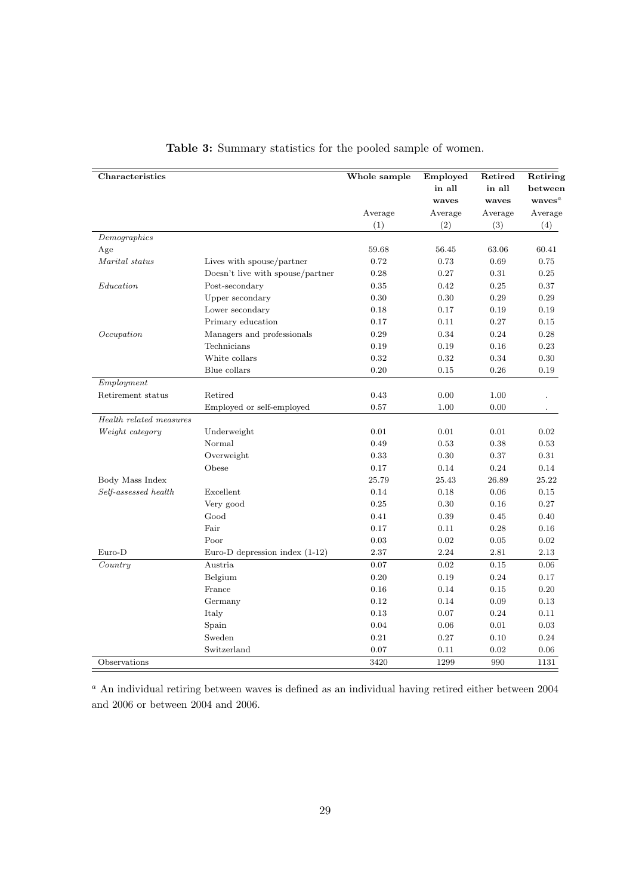**Table 3:** Summary statistics for the pooled sample of women.

| Characteristics | | Whole sample | Employed in all waves | Retired in all waves | Retiring between waves[a] |
|---|---|---|---|---|---|
| | | Average | Average | Average | Average |
| | | (1) | (2) | (3) | (4) |
| *Demographics* | | | | | |
| Age | | 59.68 | 56.45 | 63.06 | 60.41 |
| *Marital status* | Lives with spouse/partner | 0.72 | 0.73 | 0.69 | 0.75 |
| | Doesn't live with spouse/partner | 0.28 | 0.27 | 0.31 | 0.25 |
| *Education* | Post-secondary | 0.35 | 0.42 | 0.25 | 0.37 |
| | Upper secondary | 0.30 | 0.30 | 0.29 | 0.29 |
| | Lower secondary | 0.18 | 0.17 | 0.19 | 0.19 |
| | Primary education | 0.17 | 0.11 | 0.27 | 0.15 |
| *Occupation* | Managers and professionals | 0.29 | 0.34 | 0.24 | 0.28 |
| | Technicians | 0.19 | 0.19 | 0.16 | 0.23 |
| | White collars | 0.32 | 0.32 | 0.34 | 0.30 |
| | Blue collars | 0.20 | 0.15 | 0.26 | 0.19 |
| *Employment* | | | | | |
| Retirement status | Retired | 0.43 | 0.00 | 1.00 | . |
| | Employed or self-employed | 0.57 | 1.00 | 0.00 | . |
| *Health related measures* | | | | | |
| *Weight category* | Underweight | 0.01 | 0.01 | 0.01 | 0.02 |
| | Normal | 0.49 | 0.53 | 0.38 | 0.53 |
| | Overweight | 0.33 | 0.30 | 0.37 | 0.31 |
| | Obese | 0.17 | 0.14 | 0.24 | 0.14 |
| Body Mass Index | | 25.79 | 25.43 | 26.89 | 25.22 |
| *Self-assessed health* | Excellent | 0.14 | 0.18 | 0.06 | 0.15 |
| | Very good | 0.25 | 0.30 | 0.16 | 0.27 |
| | Good | 0.41 | 0.39 | 0.45 | 0.40 |
| | Fair | 0.17 | 0.11 | 0.28 | 0.16 |
| | Poor | 0.03 | 0.02 | 0.05 | 0.02 |
| Euro-D | Euro-D depression index (1-12) | 2.37 | 2.24 | 2.81 | 2.13 |
| *Country* | Austria | 0.07 | 0.02 | 0.15 | 0.06 |
| | Belgium | 0.20 | 0.19 | 0.24 | 0.17 |
| | France | 0.16 | 0.14 | 0.15 | 0.20 |
| | Germany | 0.12 | 0.14 | 0.09 | 0.13 |
| | Italy | 0.13 | 0.07 | 0.24 | 0.11 |
| | Spain | 0.04 | 0.06 | 0.01 | 0.03 |
| | Sweden | 0.21 | 0.27 | 0.10 | 0.24 |
| | Switzerland | 0.07 | 0.11 | 0.02 | 0.06 |
| Observations | | 3420 | 1299 | 990 | 1131 |

[a] An individual retiring between waves is defined as an individual having retired either between 2004 and 2006 or between 2004 and 2006.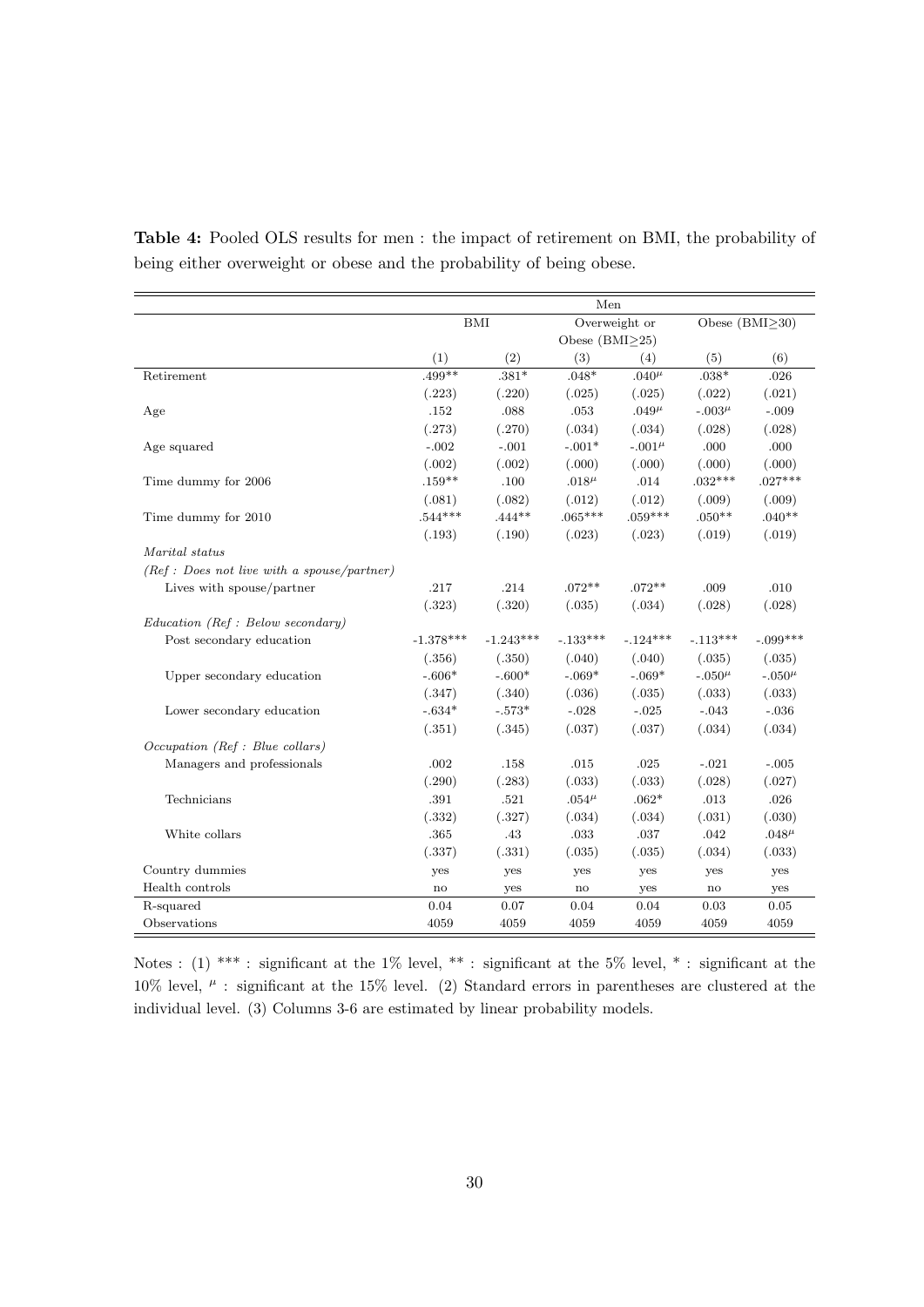**Table 4:** Pooled OLS results for men : the impact of retirement on BMI, the probability of being either overweight or obese and the probability of being obese.

| | Men | | | | | |
|---|---|---|---|---|---|---|
| | BMI | | Overweight or Obese (BMI≥25) | | Obese (BMI≥30) | |
| | (1) | (2) | (3) | (4) | (5) | (6) |
| Retirement | .499** | .381* | .048* | .040$^{\mu}$ | .038* | .026 |
| | (.223) | (.220) | (.025) | (.025) | (.022) | (.021) |
| Age | .152 | .088 | .053 | .049$^{\mu}$ | -.003$^{\mu}$ | -.009 |
| | (.273) | (.270) | (.034) | (.034) | (.028) | (.028) |
| Age squared | -.002 | -.001 | -.001* | -.001$^{\mu}$ | .000 | .000 |
| | (.002) | (.002) | (.000) | (.000) | (.000) | (.000) |
| Time dummy for 2006 | .159** | .100 | .018$^{\mu}$ | .014 | .032*** | .027*** |
| | (.081) | (.082) | (.012) | (.012) | (.009) | (.009) |
| Time dummy for 2010 | .544*** | .444** | .065*** | .059*** | .050** | .040** |
| | (.193) | (.190) | (.023) | (.023) | (.019) | (.019) |
| *Marital status* | | | | | | |
| *(Ref : Does not live with a spouse/partner)* | | | | | | |
| Lives with spouse/partner | .217 | .214 | .072** | .072** | .009 | .010 |
| | (.323) | (.320) | (.035) | (.034) | (.028) | (.028) |
| *Education (Ref : Below secondary)* | | | | | | |
| Post secondary education | -1.378*** | -1.243*** | -.133*** | -.124*** | -.113*** | -.099*** |
| | (.356) | (.350) | (.040) | (.040) | (.035) | (.035) |
| Upper secondary education | -.606* | -.600* | -.069* | -.069* | -.050$^{\mu}$ | -.050$^{\mu}$ |
| | (.347) | (.340) | (.036) | (.035) | (.033) | (.033) |
| Lower secondary education | -.634* | -.573* | -.028 | -.025 | -.043 | -.036 |
| | (.351) | (.345) | (.037) | (.037) | (.034) | (.034) |
| *Occupation (Ref : Blue collars)* | | | | | | |
| Managers and professionals | .002 | .158 | .015 | .025 | -.021 | -.005 |
| | (.290) | (.283) | (.033) | (.033) | (.028) | (.027) |
| Technicians | .391 | .521 | .054$^{\mu}$ | .062* | .013 | .026 |
| | (.332) | (.327) | (.034) | (.034) | (.031) | (.030) |
| White collars | .365 | .43 | .033 | .037 | .042 | .048$^{\mu}$ |
| | (.337) | (.331) | (.035) | (.035) | (.034) | (.033) |
| Country dummies | yes | yes | yes | yes | yes | yes |
| Health controls | no | yes | no | yes | no | yes |
| R-squared | 0.04 | 0.07 | 0.04 | 0.04 | 0.03 | 0.05 |
| Observations | 4059 | 4059 | 4059 | 4059 | 4059 | 4059 |

Notes : (1) *** : significant at the 1% level, ** : significant at the 5% level, * : significant at the 10% level, $^{\mu}$ : significant at the 15% level. (2) Standard errors in parentheses are clustered at the individual level. (3) Columns 3-6 are estimated by linear probability models.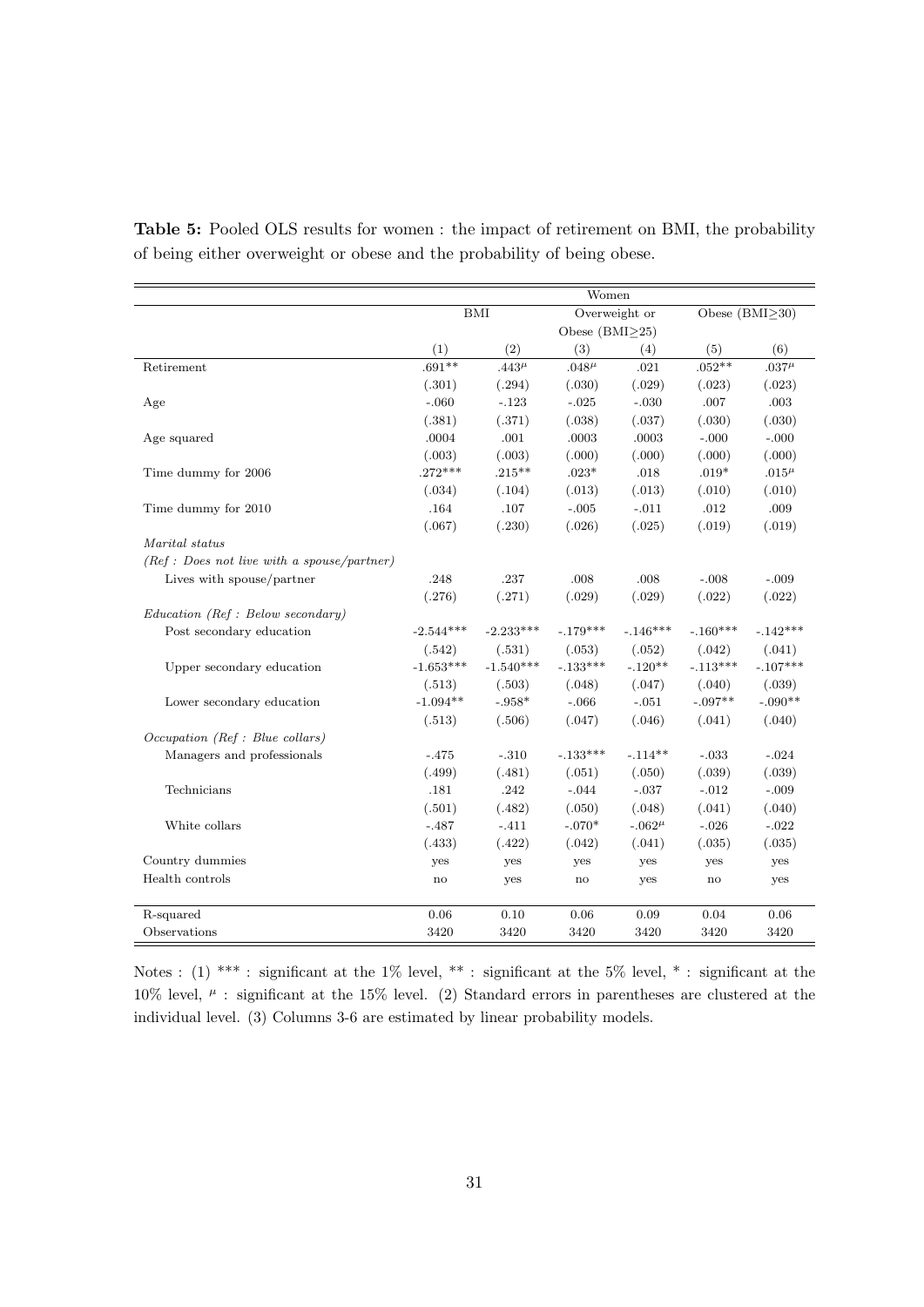**Table 5:** Pooled OLS results for women : the impact of retirement on BMI, the probability of being either overweight or obese and the probability of being obese.

| | Women | | | | | |
|---|---|---|---|---|---|---|
| | BMI | | Overweight or Obese (BMI≥25) | | Obese (BMI≥30) | |
| | (1) | (2) | (3) | (4) | (5) | (6) |
| Retirement | .691** | $.443^{\mu}$ | $.048^{\mu}$ | .021 | .052** | $.037^{\mu}$ |
| | (.301) | (.294) | (.030) | (.029) | (.023) | (.023) |
| Age | -.060 | -.123 | -.025 | -.030 | .007 | .003 |
| | (.381) | (.371) | (.038) | (.037) | (.030) | (.030) |
| Age squared | .0004 | .001 | .0003 | .0003 | -.000 | -.000 |
| | (.003) | (.003) | (.000) | (.000) | (.000) | (.000) |
| Time dummy for 2006 | .272*** | .215** | .023* | .018 | .019* | $.015^{\mu}$ |
| | (.034) | (.104) | (.013) | (.013) | (.010) | (.010) |
| Time dummy for 2010 | .164 | .107 | -.005 | -.011 | .012 | .009 |
| | (.067) | (.230) | (.026) | (.025) | (.019) | (.019) |
| *Marital status* | | | | | | |
| *(Ref : Does not live with a spouse/partner)* | | | | | | |
| Lives with spouse/partner | .248 | .237 | .008 | .008 | -.008 | -.009 |
| | (.276) | (.271) | (.029) | (.029) | (.022) | (.022) |
| *Education (Ref : Below secondary)* | | | | | | |
| Post secondary education | -2.544*** | -2.233*** | -.179*** | -.146*** | -.160*** | -.142*** |
| | (.542) | (.531) | (.053) | (.052) | (.042) | (.041) |
| Upper secondary education | -1.653*** | -1.540*** | -.133*** | -.120** | -.113*** | -.107*** |
| | (.513) | (.503) | (.048) | (.047) | (.040) | (.039) |
| Lower secondary education | -1.094** | -.958* | -.066 | -.051 | -.097** | -.090** |
| | (.513) | (.506) | (.047) | (.046) | (.041) | (.040) |
| *Occupation (Ref : Blue collars)* | | | | | | |
| Managers and professionals | -.475 | -.310 | -.133*** | -.114** | -.033 | -.024 |
| | (.499) | (.481) | (.051) | (.050) | (.039) | (.039) |
| Technicians | .181 | .242 | -.044 | -.037 | -.012 | -.009 |
| | (.501) | (.482) | (.050) | (.048) | (.041) | (.040) |
| White collars | -.487 | -.411 | -.070* | $-.062^{\mu}$ | -.026 | -.022 |
| | (.433) | (.422) | (.042) | (.041) | (.035) | (.035) |
| Country dummies | yes | yes | yes | yes | yes | yes |
| Health controls | no | yes | no | yes | no | yes |
| R-squared | 0.06 | 0.10 | 0.06 | 0.09 | 0.04 | 0.06 |
| Observations | 3420 | 3420 | 3420 | 3420 | 3420 | 3420 |

Notes : (1) *** : significant at the 1% level, ** : significant at the 5% level, * : significant at the 10% level, $^{\mu}$ : significant at the 15% level. (2) Standard errors in parentheses are clustered at the individual level. (3) Columns 3-6 are estimated by linear probability models.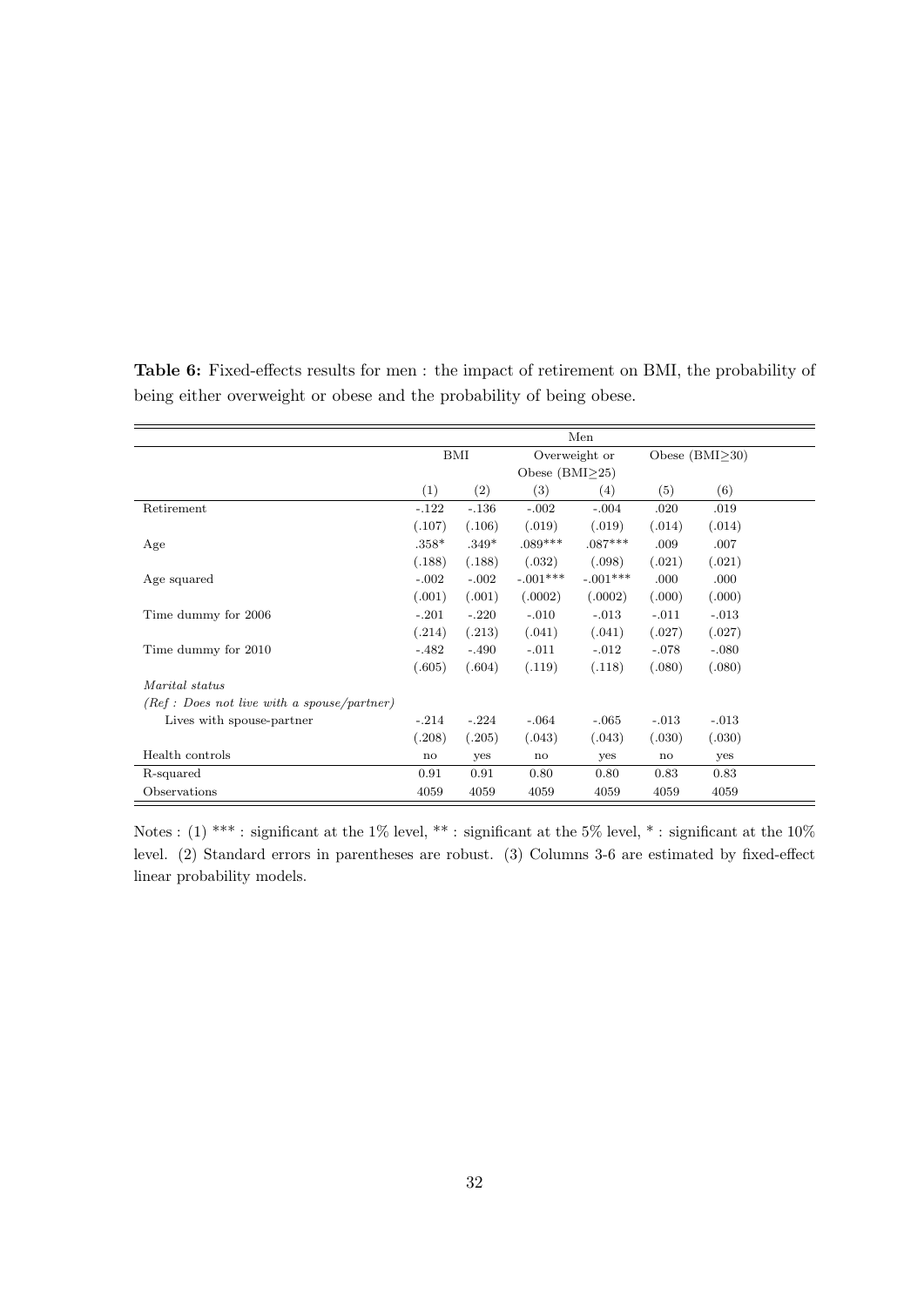**Table 6:** Fixed-effects results for men : the impact of retirement on BMI, the probability of being either overweight or obese and the probability of being obese.

| | Men | | | | | |
|---|---|---|---|---|---|---|
| | BMI | | Overweight or Obese (BMI≥25) | | Obese (BMI≥30) | |
| | (1) | (2) | (3) | (4) | (5) | (6) |
| Retirement | -.122 | -.136 | -.002 | -.004 | .020 | .019 |
| | (.107) | (.106) | (.019) | (.019) | (.014) | (.014) |
| Age | .358* | .349* | .089*** | .087*** | .009 | .007 |
| | (.188) | (.188) | (.032) | (.098) | (.021) | (.021) |
| Age squared | -.002 | -.002 | -.001*** | -.001*** | .000 | .000 |
| | (.001) | (.001) | (.0002) | (.0002) | (.000) | (.000) |
| Time dummy for 2006 | -.201 | -.220 | -.010 | -.013 | -.011 | -.013 |
| | (.214) | (.213) | (.041) | (.041) | (.027) | (.027) |
| Time dummy for 2010 | -.482 | -.490 | -.011 | -.012 | -.078 | -.080 |
| | (.605) | (.604) | (.119) | (.118) | (.080) | (.080) |
| *Marital status* | | | | | | |
| *(Ref : Does not live with a spouse/partner)* | | | | | | |
| Lives with spouse-partner | -.214 | -.224 | -.064 | -.065 | -.013 | -.013 |
| | (.208) | (.205) | (.043) | (.043) | (.030) | (.030) |
| Health controls | no | yes | no | yes | no | yes |
| R-squared | 0.91 | 0.91 | 0.80 | 0.80 | 0.83 | 0.83 |
| Observations | 4059 | 4059 | 4059 | 4059 | 4059 | 4059 |

Notes : (1) *** : significant at the 1% level, ** : significant at the 5% level, * : significant at the 10% level. (2) Standard errors in parentheses are robust. (3) Columns 3-6 are estimated by fixed-effect linear probability models.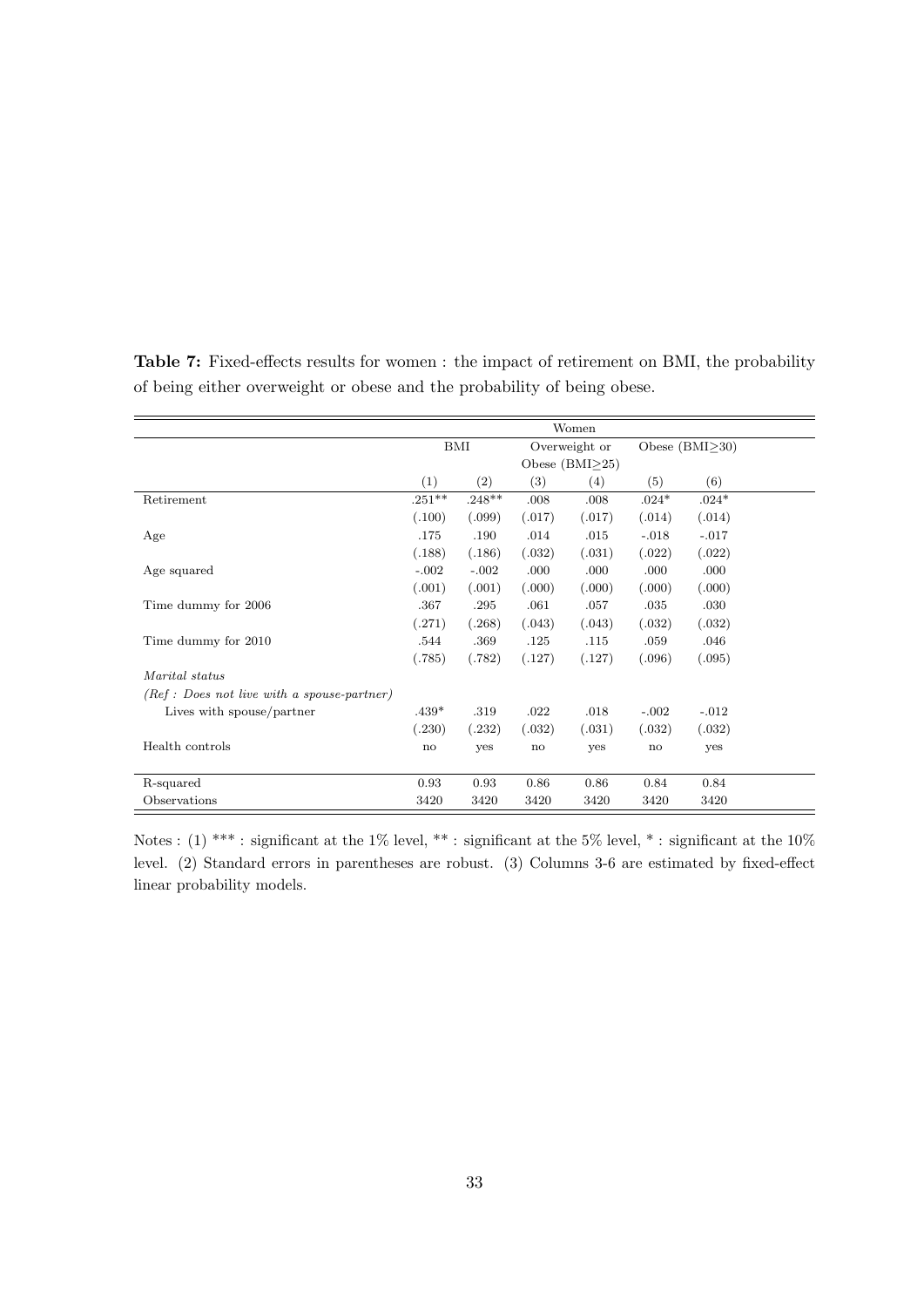**Table 7:** Fixed-effects results for women : the impact of retirement on BMI, the probability of being either overweight or obese and the probability of being obese.

| | Women | | | | | |
|---|---|---|---|---|---|---|
| | BMI | | Overweight or Obese (BMI≥25) | | Obese (BMI≥30) | |
| | (1) | (2) | (3) | (4) | (5) | (6) |
| Retirement | .251** | .248** | .008 | .008 | .024* | .024* |
| | (.100) | (.099) | (.017) | (.017) | (.014) | (.014) |
| Age | .175 | .190 | .014 | .015 | -.018 | -.017 |
| | (.188) | (.186) | (.032) | (.031) | (.022) | (.022) |
| Age squared | -.002 | -.002 | .000 | .000 | .000 | .000 |
| | (.001) | (.001) | (.000) | (.000) | (.000) | (.000) |
| Time dummy for 2006 | .367 | .295 | .061 | .057 | .035 | .030 |
| | (.271) | (.268) | (.043) | (.043) | (.032) | (.032) |
| Time dummy for 2010 | .544 | .369 | .125 | .115 | .059 | .046 |
| | (.785) | (.782) | (.127) | (.127) | (.096) | (.095) |
| *Marital status* | | | | | | |
| *(Ref : Does not live with a spouse-partner)* | | | | | | |
| Lives with spouse/partner | .439* | .319 | .022 | .018 | -.002 | -.012 |
| | (.230) | (.232) | (.032) | (.031) | (.032) | (.032) |
| Health controls | no | yes | no | yes | no | yes |
| R-squared | 0.93 | 0.93 | 0.86 | 0.86 | 0.84 | 0.84 |
| Observations | 3420 | 3420 | 3420 | 3420 | 3420 | 3420 |

Notes : (1) *** : significant at the 1% level, ** : significant at the 5% level, * : significant at the 10% level. (2) Standard errors in parentheses are robust. (3) Columns 3-6 are estimated by fixed-effect linear probability models.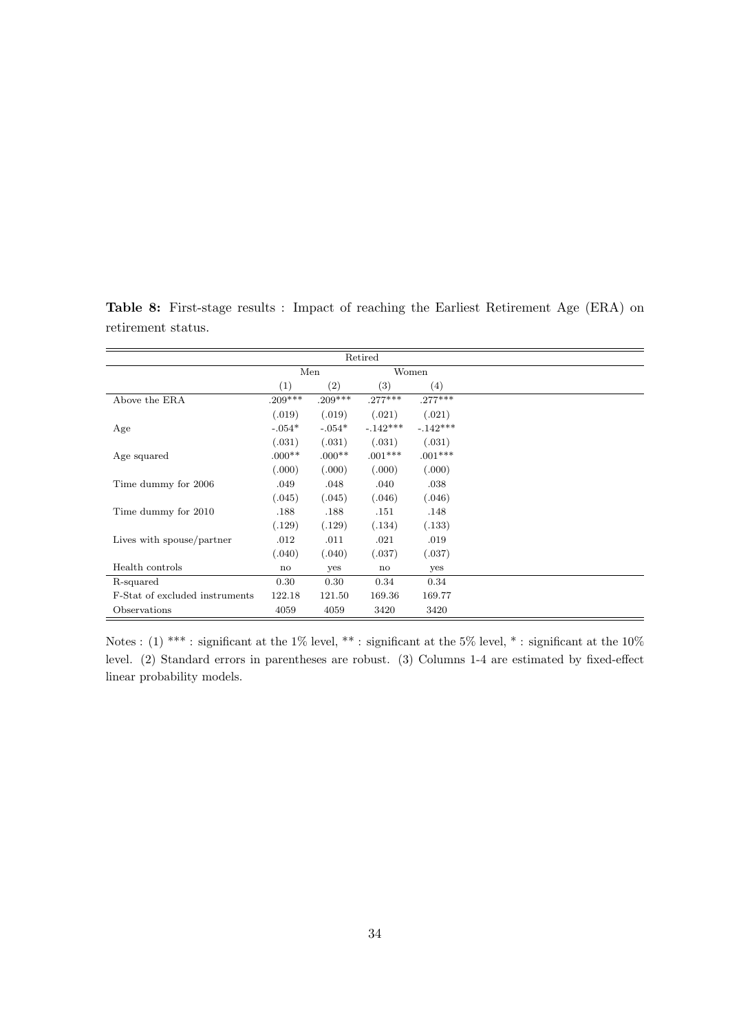**Table 8:** First-stage results : Impact of reaching the Earliest Retirement Age (ERA) on retirement status.

| | Retired | | | |
|---|---|---|---|---|
| | Men | | Women | |
| | (1) | (2) | (3) | (4) |
| Above the ERA | .209*** | .209*** | .277*** | .277*** |
| | (.019) | (.019) | (.021) | (.021) |
| Age | -.054* | -.054* | -.142*** | -.142*** |
| | (.031) | (.031) | (.031) | (.031) |
| Age squared | .000** | .000** | .001*** | .001*** |
| | (.000) | (.000) | (.000) | (.000) |
| Time dummy for 2006 | .049 | .048 | .040 | .038 |
| | (.045) | (.045) | (.046) | (.046) |
| Time dummy for 2010 | .188 | .188 | .151 | .148 |
| | (.129) | (.129) | (.134) | (.133) |
| Lives with spouse/partner | .012 | .011 | .021 | .019 |
| | (.040) | (.040) | (.037) | (.037) |
| Health controls | no | yes | no | yes |
| R-squared | 0.30 | 0.30 | 0.34 | 0.34 |
| F-Stat of excluded instruments | 122.18 | 121.50 | 169.36 | 169.77 |
| Observations | 4059 | 4059 | 3420 | 3420 |

Notes : (1) *** : significant at the 1% level, ** : significant at the 5% level, * : significant at the 10% level. (2) Standard errors in parentheses are robust. (3) Columns 1-4 are estimated by fixed-effect linear probability models.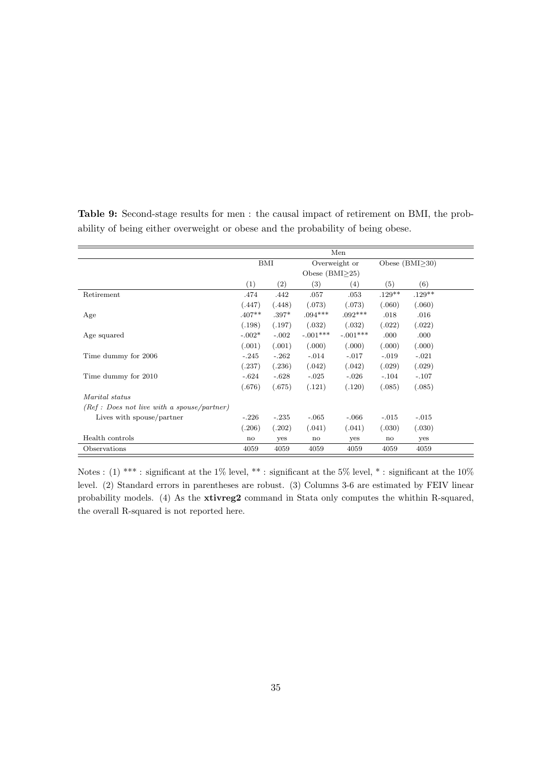**Table 9:** Second-stage results for men : the causal impact of retirement on BMI, the probability of being either overweight or obese and the probability of being obese.

| | Men | | | | | |
|---|---|---|---|---|---|---|
| | BMI | | Overweight or Obese (BMI≥25) | | Obese (BMI≥30) | |
| | (1) | (2) | (3) | (4) | (5) | (6) |
| Retirement | .474 | .442 | .057 | .053 | .129** | .129** |
| | (.447) | (.448) | (.073) | (.073) | (.060) | (.060) |
| Age | .407** | .397* | .094*** | .092*** | .018 | .016 |
| | (.198) | (.197) | (.032) | (.032) | (.022) | (.022) |
| Age squared | -.002* | -.002 | -.001*** | -.001*** | .000 | .000 |
| | (.001) | (.001) | (.000) | (.000) | (.000) | (.000) |
| Time dummy for 2006 | -.245 | -.262 | -.014 | -.017 | -.019 | -.021 |
| | (.237) | (.236) | (.042) | (.042) | (.029) | (.029) |
| Time dummy for 2010 | -.624 | -.628 | -.025 | -.026 | -.104 | -.107 |
| | (.676) | (.675) | (.121) | (.120) | (.085) | (.085) |
| *Marital status* | | | | | | |
| *(Ref : Does not live with a spouse/partner)* | | | | | | |
| Lives with spouse/partner | -.226 | -.235 | -.065 | -.066 | -.015 | -.015 |
| | (.206) | (.202) | (.041) | (.041) | (.030) | (.030) |
| Health controls | no | yes | no | yes | no | yes |
| Observations | 4059 | 4059 | 4059 | 4059 | 4059 | 4059 |

Notes : (1) *** : significant at the 1% level, ** : significant at the 5% level, * : significant at the 10% level. (2) Standard errors in parentheses are robust. (3) Columns 3-6 are estimated by FEIV linear probability models. (4) As the **xtivreg2** command in Stata only computes the whithin R-squared, the overall R-squared is not reported here.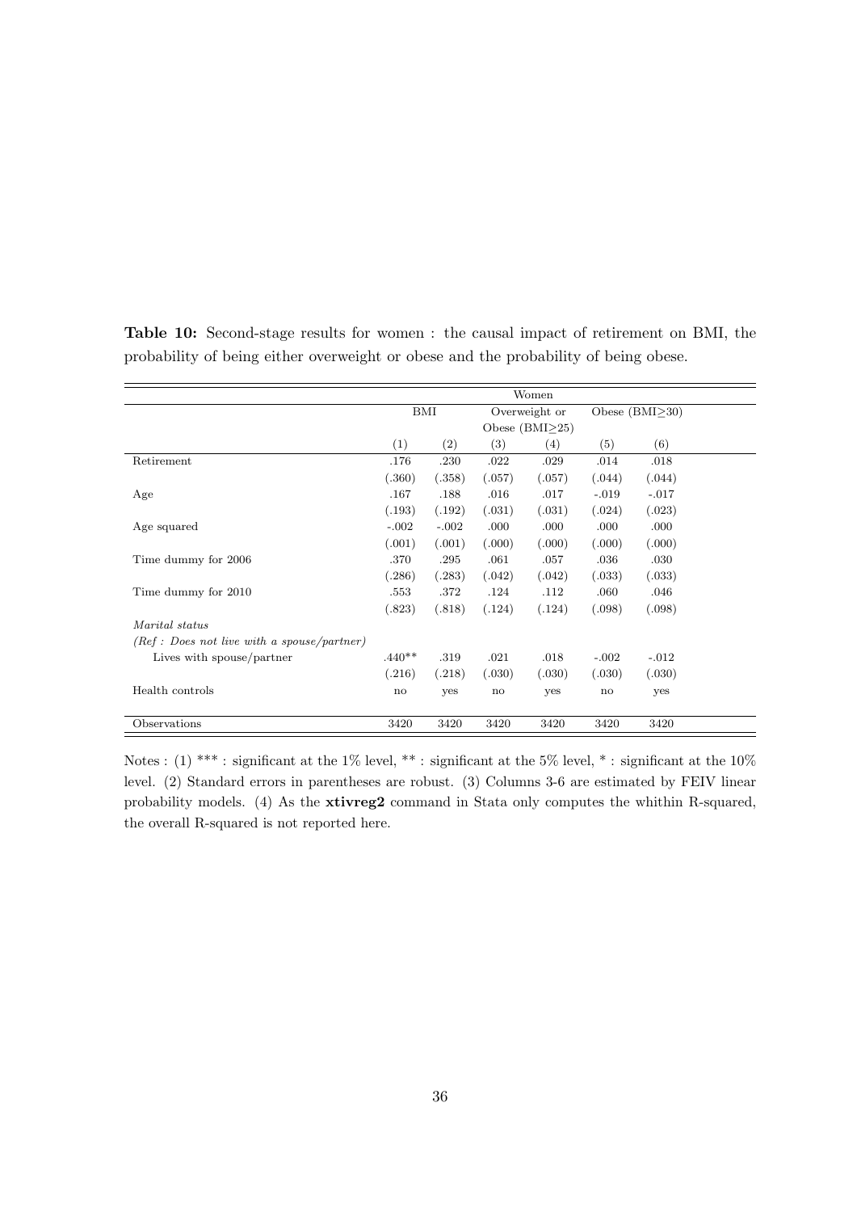**Table 10:** Second-stage results for women : the causal impact of retirement on BMI, the probability of being either overweight or obese and the probability of being obese.

| | Women | | | | | |
|---|---|---|---|---|---|---|
| | BMI | | Overweight or Obese (BMI≥25) | | Obese (BMI≥30) | |
| | (1) | (2) | (3) | (4) | (5) | (6) |
| Retirement | .176 | .230 | .022 | .029 | .014 | .018 |
| | (.360) | (.358) | (.057) | (.057) | (.044) | (.044) |
| Age | .167 | .188 | .016 | .017 | -.019 | -.017 |
| | (.193) | (.192) | (.031) | (.031) | (.024) | (.023) |
| Age squared | -.002 | -.002 | .000 | .000 | .000 | .000 |
| | (.001) | (.001) | (.000) | (.000) | (.000) | (.000) |
| Time dummy for 2006 | .370 | .295 | .061 | .057 | .036 | .030 |
| | (.286) | (.283) | (.042) | (.042) | (.033) | (.033) |
| Time dummy for 2010 | .553 | .372 | .124 | .112 | .060 | .046 |
| | (.823) | (.818) | (.124) | (.124) | (.098) | (.098) |
| *Marital status* | | | | | | |
| *(Ref : Does not live with a spouse/partner)* | | | | | | |
| Lives with spouse/partner | .440** | .319 | .021 | .018 | -.002 | -.012 |
| | (.216) | (.218) | (.030) | (.030) | (.030) | (.030) |
| Health controls | no | yes | no | yes | no | yes |
| Observations | 3420 | 3420 | 3420 | 3420 | 3420 | 3420 |

Notes : (1) *** : significant at the 1% level, ** : significant at the 5% level, * : significant at the 10% level. (2) Standard errors in parentheses are robust. (3) Columns 3-6 are estimated by FEIV linear probability models. (4) As the **xtivreg2** command in Stata only computes the whithin R-squared, the overall R-squared is not reported here.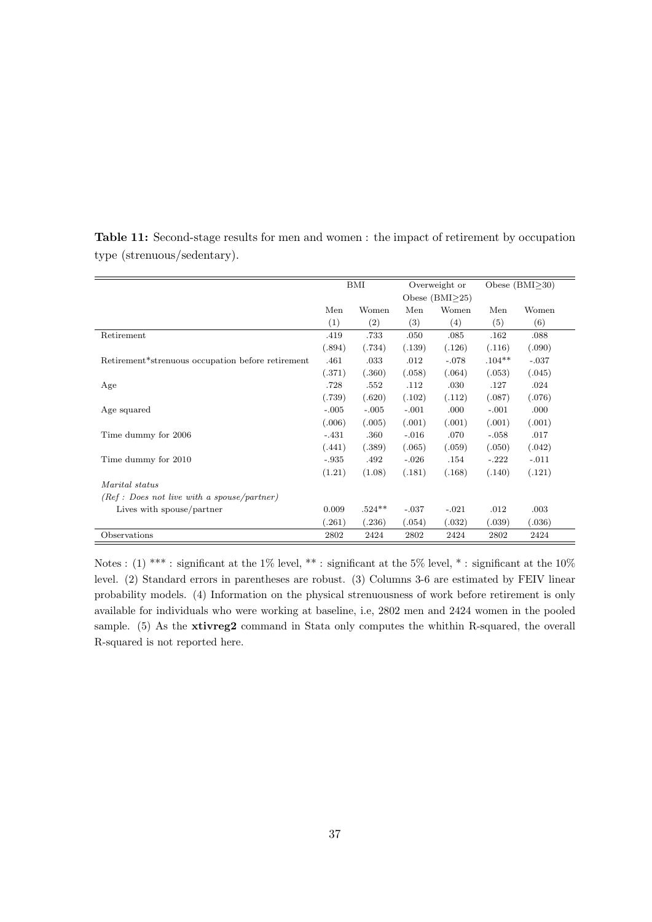**Table 11:** Second-stage results for men and women : the impact of retirement by occupation type (strenuous/sedentary).

| | BMI | | Overweight or Obese (BMI≥25) | | Obese (BMI≥30) | |
|---|---|---|---|---|---|---|
| | Men | Women | Men | Women | Men | Women |
| | (1) | (2) | (3) | (4) | (5) | (6) |
| Retirement | .419 | .733 | .050 | .085 | .162 | .088 |
| | (.894) | (.734) | (.139) | (.126) | (.116) | (.090) |
| Retirement*strenuous occupation before retirement | .461 | .033 | .012 | -.078 | .104** | -.037 |
| | (.371) | (.360) | (.058) | (.064) | (.053) | (.045) |
| Age | .728 | .552 | .112 | .030 | .127 | .024 |
| | (.739) | (.620) | (.102) | (.112) | (.087) | (.076) |
| Age squared | -.005 | -.005 | -.001 | .000 | -.001 | .000 |
| | (.006) | (.005) | (.001) | (.001) | (.001) | (.001) |
| Time dummy for 2006 | -.431 | .360 | -.016 | .070 | -.058 | .017 |
| | (.441) | (.389) | (.065) | (.059) | (.050) | (.042) |
| Time dummy for 2010 | -.935 | .492 | -.026 | .154 | -.222 | -.011 |
| | (1.21) | (1.08) | (.181) | (.168) | (.140) | (.121) |
| *Marital status* | | | | | | |
| *(Ref : Does not live with a spouse/partner)* | | | | | | |
| Lives with spouse/partner | 0.009 | .524** | -.037 | -.021 | .012 | .003 |
| | (.261) | (.236) | (.054) | (.032) | (.039) | (.036) |
| Observations | 2802 | 2424 | 2802 | 2424 | 2802 | 2424 |

Notes : (1) *** : significant at the 1% level, ** : significant at the 5% level, * : significant at the 10% level. (2) Standard errors in parentheses are robust. (3) Columns 3-6 are estimated by FEIV linear probability models. (4) Information on the physical strenuousness of work before retirement is only available for individuals who were working at baseline, i.e, 2802 men and 2424 women in the pooled sample. (5) As the **xtivreg2** command in Stata only computes the whithin R-squared, the overall R-squared is not reported here.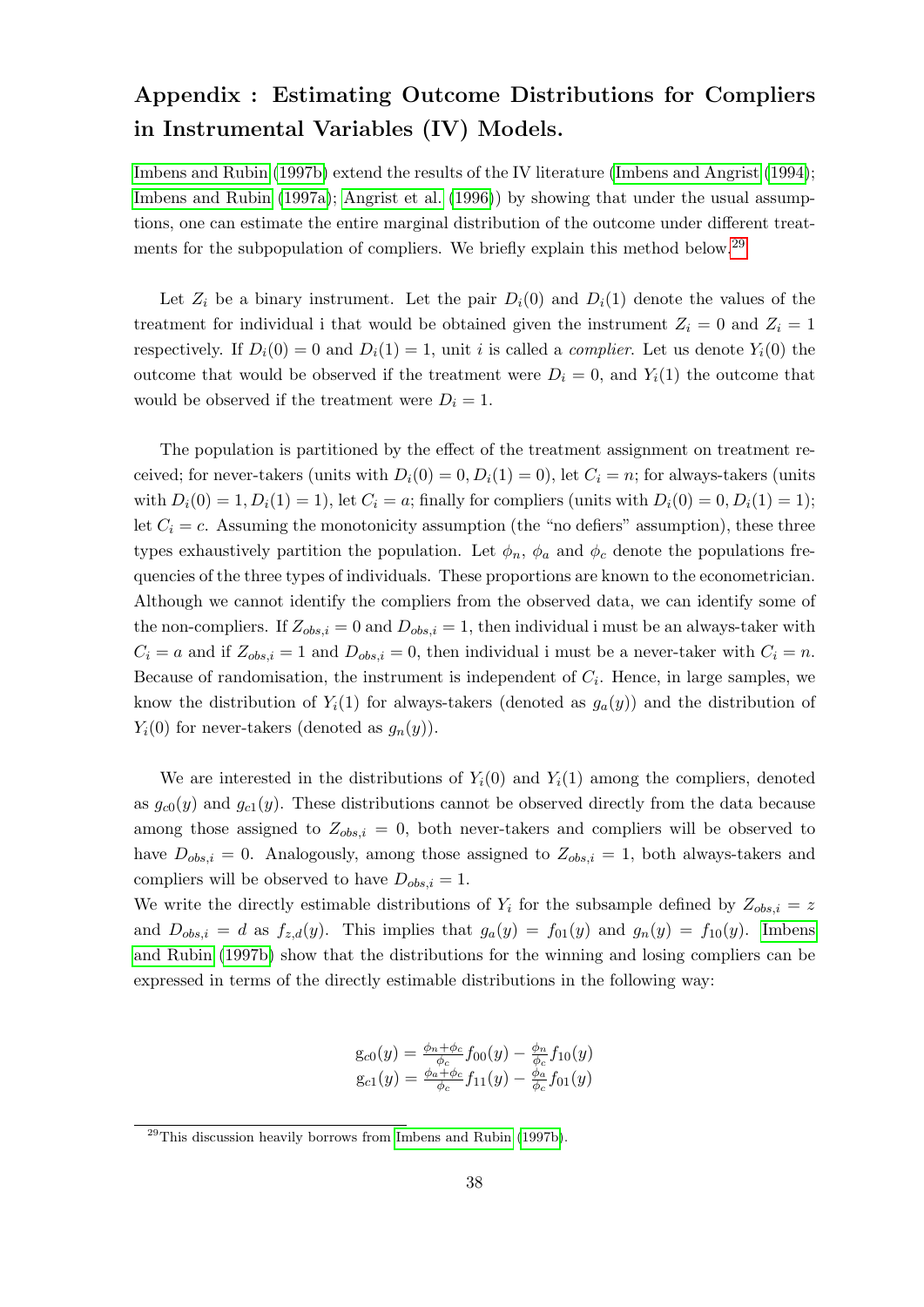## Appendix : Estimating Outcome Distributions for Compliers in Instrumental Variables (IV) Models.

Imbens and Rubin (1997b) extend the results of the IV literature (Imbens and Angrist (1994); Imbens and Rubin (1997a); Angrist et al. (1996)) by showing that under the usual assumptions, one can estimate the entire marginal distribution of the outcome under different treatments for the subpopulation of compliers. We briefly explain this method below.[29]

Let $Z_i$ be a binary instrument. Let the pair $D_i(0)$ and $D_i(1)$ denote the values of the treatment for individual i that would be obtained given the instrument $Z_i = 0$ and $Z_i = 1$ respectively. If $D_i(0) = 0$ and $D_i(1) = 1$, unit $i$ is called a *complier*. Let us denote $Y_i(0)$ the outcome that would be observed if the treatment were $D_i = 0$, and $Y_i(1)$ the outcome that would be observed if the treatment were $D_i = 1$.

The population is partitioned by the effect of the treatment assignment on treatment received; for never-takers (units with $D_i(0) = 0, D_i(1) = 0$), let $C_i = n$; for always-takers (units with $D_i(0) = 1, D_i(1) = 1$), let $C_i = a$; finally for compliers (units with $D_i(0) = 0, D_i(1) = 1$); let $C_i = c$. Assuming the monotonicity assumption (the "no defiers" assumption), these three types exhaustively partition the population. Let $\phi_n$, $\phi_a$ and $\phi_c$ denote the populations frequencies of the three types of individuals. These proportions are known to the econometrician. Although we cannot identify the compliers from the observed data, we can identify some of the non-compliers. If $Z_{obs,i} = 0$ and $D_{obs,i} = 1$, then individual i must be an always-taker with $C_i = a$ and if $Z_{obs,i} = 1$ and $D_{obs,i} = 0$, then individual i must be a never-taker with $C_i = n$. Because of randomisation, the instrument is independent of $C_i$. Hence, in large samples, we know the distribution of $Y_i(1)$ for always-takers (denoted as $g_a(y)$) and the distribution of $Y_i(0)$ for never-takers (denoted as $g_n(y)$).

We are interested in the distributions of $Y_i(0)$ and $Y_i(1)$ among the compliers, denoted as $g_{c0}(y)$ and $g_{c1}(y)$. These distributions cannot be observed directly from the data because among those assigned to $Z_{obs,i} = 0$, both never-takers and compliers will be observed to have $D_{obs,i} = 0$. Analogously, among those assigned to $Z_{obs,i} = 1$, both always-takers and compliers will be observed to have $D_{obs,i} = 1$.
We write the directly estimable distributions of $Y_i$ for the subsample defined by $Z_{obs,i} = z$ and $D_{obs,i} = d$ as $f_{z,d}(y)$. This implies that $g_a(y) = f_{01}(y)$ and $g_n(y) = f_{10}(y)$. Imbens and Rubin (1997b) show that the distributions for the winning and losing compliers can be expressed in terms of the directly estimable distributions in the following way:

$$
\begin{aligned}
g_{c0}(y) &= \frac{\phi_n + \phi_c}{\phi_c} f_{00}(y) - \frac{\phi_n}{\phi_c} f_{10}(y) \\
g_{c1}(y) &= \frac{\phi_a + \phi_c}{\phi_c} f_{11}(y) - \frac{\phi_a}{\phi_c} f_{01}(y)
\end{aligned}
$$

[29] This discussion heavily borrows from Imbens and Rubin (1997b).